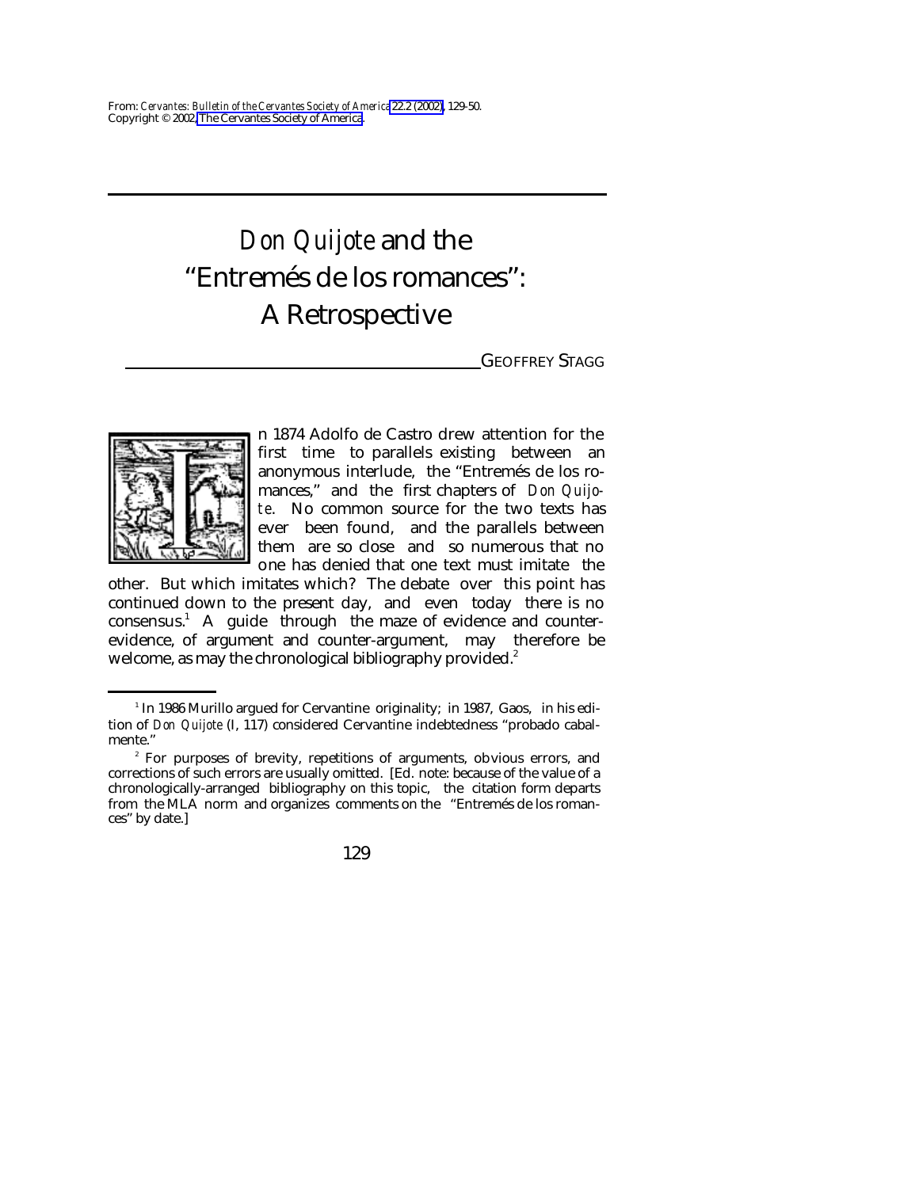From: *Cervantes: Bulletin of the Cervantes Society of America* 22.2 (2002): 129-50.
Copyright © 2002, The Cervantes Society of America.

# *Don Quijote* and the "Entremés de los romances": A Retrospective

GEOFFREY STAGG

In 1874 Adolfo de Castro drew attention for the first time to parallels existing between an anonymous interlude, the "Entremés de los romances," and the first chapters of *Don Quijote*. No common source for the two texts has ever been found, and the parallels between them are so close and so numerous that no one has denied that one text must imitate the other. But which imitates which? The debate over this point has continued down to the present day, and even today there is no consensus.[1] A guide through the maze of evidence and counter-evidence, of argument and counter-argument, may therefore be welcome, as may the chronological bibliography provided.[2]

---

[1] In 1986 Murillo argued for Cervantine originality; in 1987, Gaos, in his edition of *Don Quijote* (I, 117) considered Cervantine indebtedness "probado cabalmente."

[2] For purposes of brevity, repetitions of arguments, obvious errors, and corrections of such errors are usually omitted. [Ed. note: because of the value of a chronologically-arranged bibliography on this topic, the citation form departs from the MLA norm and organizes comments on the "Entremés de los romances" by date.]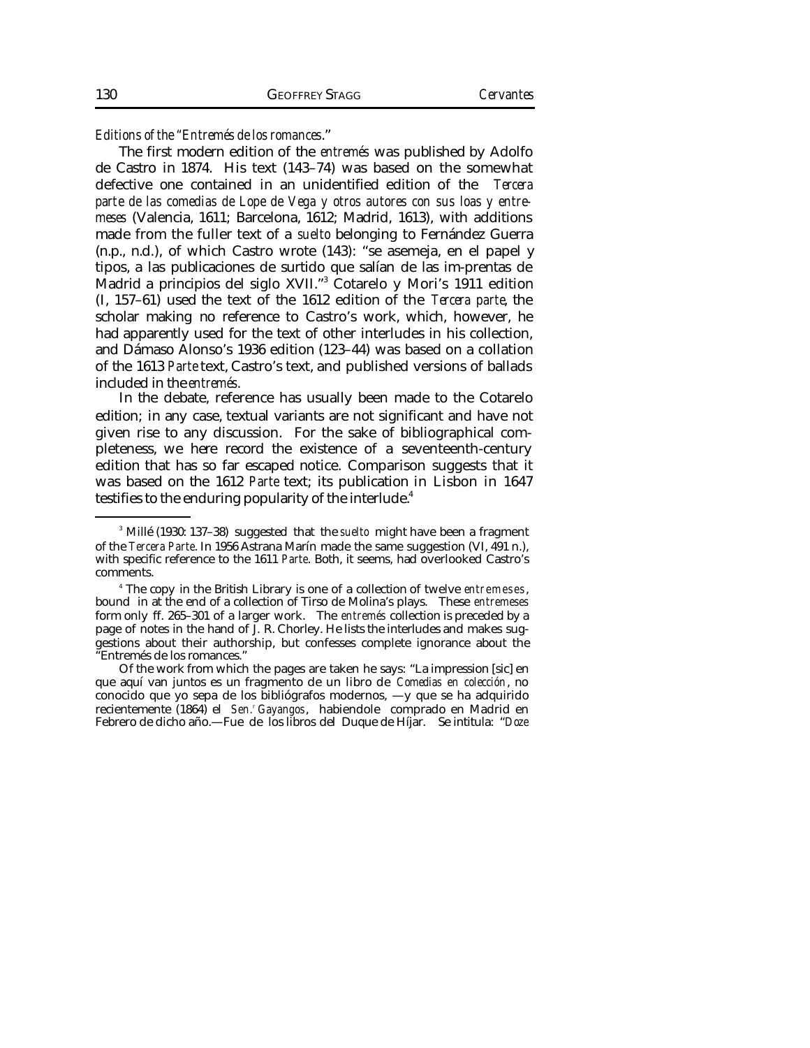*Editions of the "Entremés de los romances."*

The first modern edition of the *entremés* was published by Adolfo de Castro in 1874. His text (143–74) was based on the somewhat defective one contained in an unidentified edition of the *Tercera parte de las comedias de Lope de Vega y otros autores con sus loas y entremeses* (Valencia, 1611; Barcelona, 1612; Madrid, 1613), with additions made from the fuller text of a *suelto* belonging to Fernández Guerra (n.p., n.d.), of which Castro wrote (143): "se asemeja, en el papel y tipos, a las publicaciones de surtido que salían de las im-prentas de Madrid a principios del siglo XVII."[3] Cotarelo y Mori's 1911 edition (I, 157–61) used the text of the 1612 edition of the *Tercera parte*, the scholar making no reference to Castro's work, which, however, he had apparently used for the text of other interludes in his collection, and Dámaso Alonso's 1936 edition (123–44) was based on a collation of the 1613 *Parte* text, Castro's text, and published versions of ballads included in the *entremés*.

In the debate, reference has usually been made to the Cotarelo edition; in any case, textual variants are not significant and have not given rise to any discussion. For the sake of bibliographical completeness, we here record the existence of a seventeenth-century edition that has so far escaped notice. Comparison suggests that it was based on the 1612 *Parte* text; its publication in Lisbon in 1647 testifies to the enduring popularity of the interlude.[4]

---

[3] Millé (1930: 137–38) suggested that the *suelto* might have been a fragment of the *Tercera Parte*. In 1956 Astrana Marín made the same suggestion (VI, 491 n.), with specific reference to the 1611 *Parte*. Both, it seems, had overlooked Castro's comments.

[4] The copy in the British Library is one of a collection of twelve *entremeses*, bound in at the end of a collection of Tirso de Molina's plays. These *entremeses* form only ff. 265–301 of a larger work. The *entremés* collection is preceded by a page of notes in the hand of J. R. Chorley. He lists the interludes and makes suggestions about their authorship, but confesses complete ignorance about the "Entremés de los romances."

Of the work from which the pages are taken he says: "La impression [sic] en que aquí van juntos es un fragmento de un libro de *Comedias en colección*, no conocido que yo sepa de los bibliógrafos modernos, —y que se ha adquirido recientemente (1864) el *Sen.r Gayangos*, habiendole comprado en Madrid en Febrero de dicho año.—Fue de los libros del Duque de Híjar. Se intitula: "*Doze*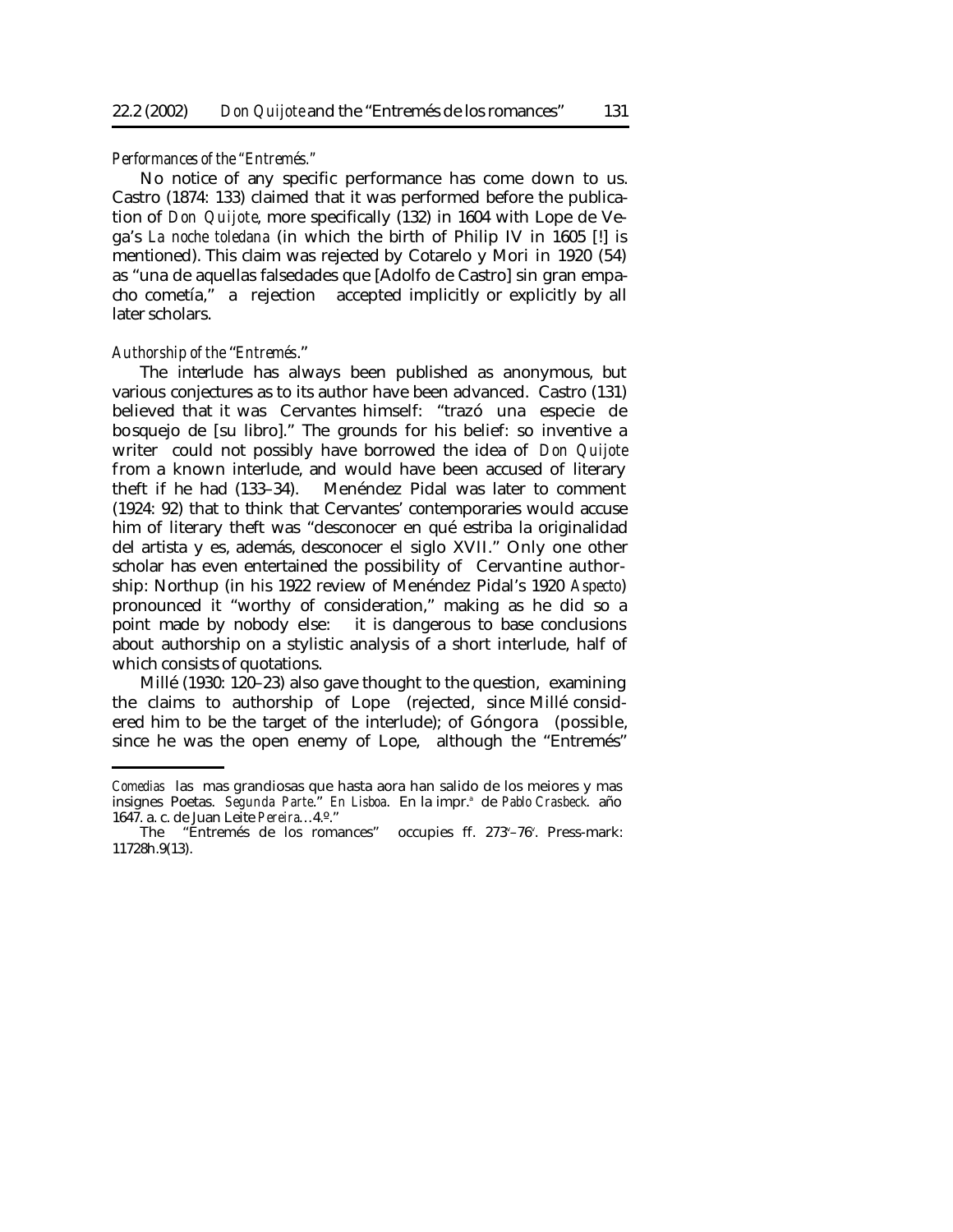*Performances of the "Entremés."*

No notice of any specific performance has come down to us. Castro (1874: 133) claimed that it was performed before the publication of *Don Quijote*, more specifically (132) in 1604 with Lope de Vega's *La noche toledana* (in which the birth of Philip IV in 1605 [!] is mentioned). This claim was rejected by Cotarelo y Mori in 1920 (54) as "una de aquellas falsedades que [Adolfo de Castro] sin gran empacho cometía," a rejection accepted implicitly or explicitly by all later scholars.

*Authorship of the "Entremés."*

The interlude has always been published as anonymous, but various conjectures as to its author have been advanced. Castro (131) believed that it was Cervantes himself: "trazó una especie de bosquejo de [su libro]." The grounds for his belief: so inventive a writer could not possibly have borrowed the idea of *Don Quijote* from a known interlude, and would have been accused of literary theft if he had (133–34). Menéndez Pidal was later to comment (1924: 92) that to think that Cervantes' contemporaries would accuse him of literary theft was "desconocer en qué estriba la originalidad del artista y es, además, desconocer el siglo XVII." Only one other scholar has even entertained the possibility of Cervantine authorship: Northup (in his 1922 review of Menéndez Pidal's 1920 *Aspecto*) pronounced it "worthy of consideration," making as he did so a point made by nobody else: it is dangerous to base conclusions about authorship on a stylistic analysis of a short interlude, half of which consists of quotations.

Millé (1930: 120–23) also gave thought to the question, examining the claims to authorship of Lope (rejected, since Millé considered him to be the target of the interlude); of Góngora (possible, since he was the open enemy of Lope, although the "Entremés"

---

*Comedias* las mas grandiosas que hasta aora han salido de los meiores y mas insignes Poetas. *Segunda Parte*." *En Lisboa*. En la impr.[a] de *Pablo Crasbeck*. año 1647. a. c. de Juan Leite *Pereira*…4.º."

The "Entremés de los romances" occupies ff. 273[v]–76[r]. Press-mark: 11728h.9(13).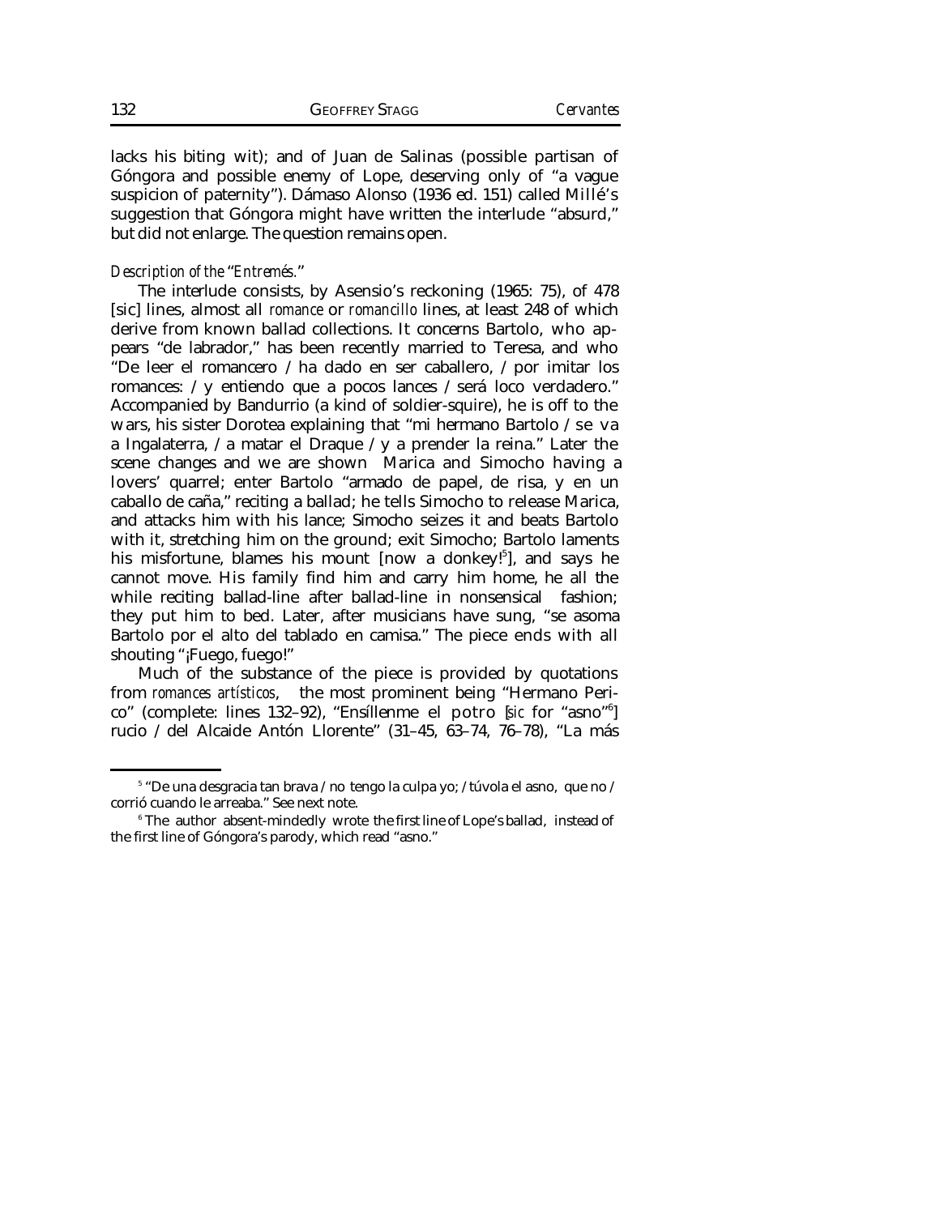lacks his biting wit); and of Juan de Salinas (possible partisan of Góngora and possible enemy of Lope, deserving only of "a vague suspicion of paternity"). Dámaso Alonso (1936 ed. 151) called Millé's suggestion that Góngora might have written the interlude "absurd," but did not enlarge. The question remains open.

*Description of the "Entremés."*

The interlude consists, by Asensio's reckoning (1965: 75), of 478 [sic] lines, almost all *romance* or *romancillo* lines, at least 248 of which derive from known ballad collections. It concerns Bartolo, who appears "de labrador," has been recently married to Teresa, and who "De leer el romancero / ha dado en ser caballero, / por imitar los romances: / y entiendo que a pocos lances / será loco verdadero." Accompanied by Bandurrio (a kind of soldier-squire), he is off to the wars, his sister Dorotea explaining that "mi hermano Bartolo / se va a Ingalaterra, / a matar el Draque / y a prender la reina." Later the scene changes and we are shown Marica and Simocho having a lovers' quarrel; enter Bartolo "armado de papel, de risa, y en un caballo de caña," reciting a ballad; he tells Simocho to release Marica, and attacks him with his lance; Simocho seizes it and beats Bartolo with it, stretching him on the ground; exit Simocho; Bartolo laments his misfortune, blames his mount [now a donkey![5]], and says he cannot move. His family find him and carry him home, he all the while reciting ballad-line after ballad-line in nonsensical fashion; they put him to bed. Later, after musicians have sung, "se asoma Bartolo por el alto del tablado en camisa." The piece ends with all shouting "¡Fuego, fuego!"

Much of the substance of the piece is provided by quotations from *romances artísticos*, the most prominent being "Hermano Perico" (complete: lines 132–92), "Ensíllenme el potro [*sic* for "asno"[6]] rucio / del Alcaide Antón Llorente" (31–45, 63–74, 76–78), "La más

---

[5] "De una desgracia tan brava / no tengo la culpa yo; / túvola el asno, que no / corrió cuando le arreaba." See next note.

[6] The author absent-mindedly wrote the first line of Lope's ballad, instead of the first line of Góngora's parody, which read "asno."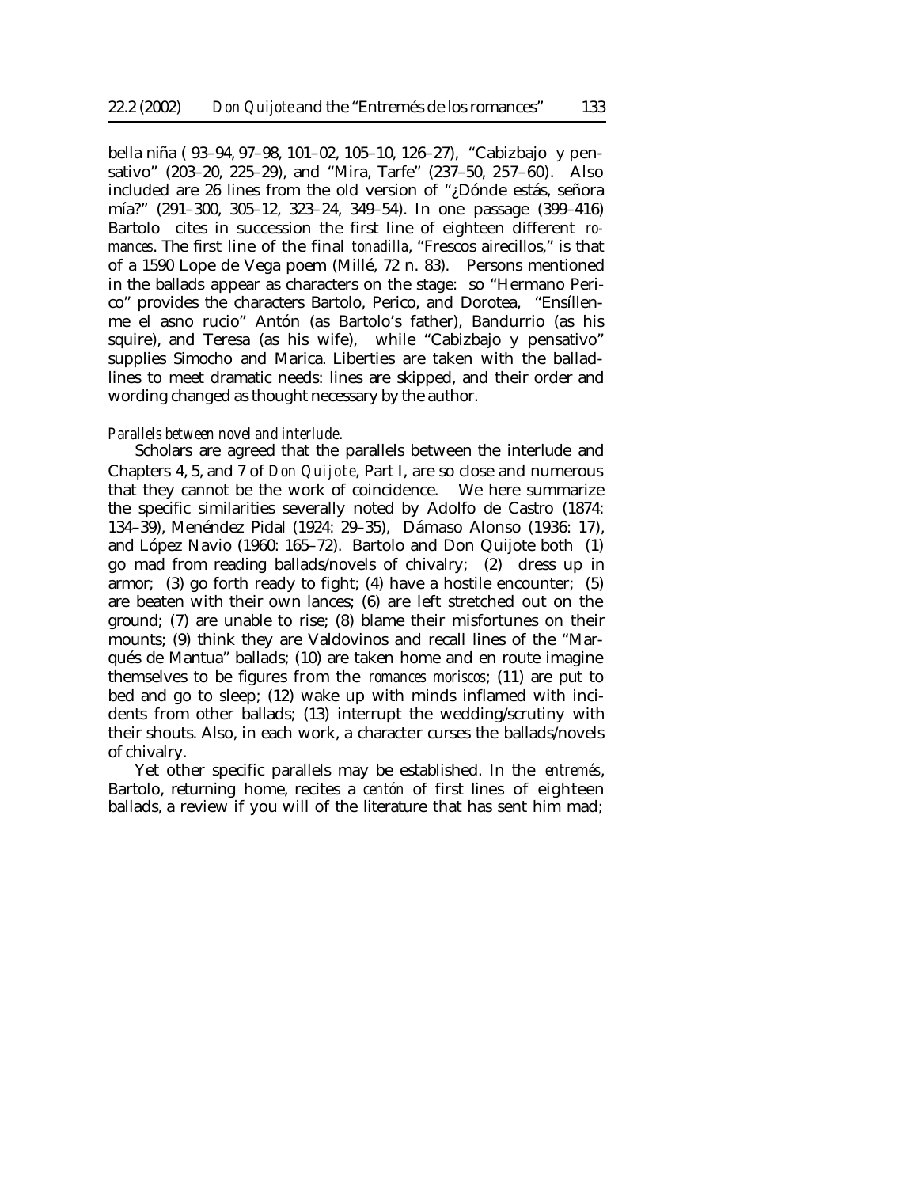bella niña ( 93–94, 97–98, 101–02, 105–10, 126–27), "Cabizbajo y pensativo" (203–20, 225–29), and "Mira, Tarfe" (237–50, 257–60). Also included are 26 lines from the old version of "¿Dónde estás, señora mía?" (291–300, 305–12, 323–24, 349–54). In one passage (399–416) Bartolo cites in succession the first line of eighteen different *romances*. The first line of the final *tonadilla*, "Frescos airecillos," is that of a 1590 Lope de Vega poem (Millé, 72 n. 83). Persons mentioned in the ballads appear as characters on the stage: so "Hermano Perico" provides the characters Bartolo, Perico, and Dorotea, "Ensíllenme el asno rucio" Antón (as Bartolo's father), Bandurrio (as his squire), and Teresa (as his wife), while "Cabizbajo y pensativo" supplies Simocho and Marica. Liberties are taken with the ballad-lines to meet dramatic needs: lines are skipped, and their order and wording changed as thought necessary by the author.

*Parallels between novel and interlude.*

Scholars are agreed that the parallels between the interlude and Chapters 4, 5, and 7 of *Don Quijote*, Part I, are so close and numerous that they cannot be the work of coincidence. We here summarize the specific similarities severally noted by Adolfo de Castro (1874: 134–39), Menéndez Pidal (1924: 29–35), Dámaso Alonso (1936: 17), and López Navio (1960: 165–72). Bartolo and Don Quijote both (1) go mad from reading ballads/novels of chivalry; (2) dress up in armor; (3) go forth ready to fight; (4) have a hostile encounter; (5) are beaten with their own lances; (6) are left stretched out on the ground; (7) are unable to rise; (8) blame their misfortunes on their mounts; (9) think they are Valdovinos and recall lines of the "Marqués de Mantua" ballads; (10) are taken home and en route imagine themselves to be figures from the *romances moriscos*; (11) are put to bed and go to sleep; (12) wake up with minds inflamed with incidents from other ballads; (13) interrupt the wedding/scrutiny with their shouts. Also, in each work, a character curses the ballads/novels of chivalry.

Yet other specific parallels may be established. In the *entremés*, Bartolo, returning home, recites a *centón* of first lines of eighteen ballads, a review if you will of the literature that has sent him mad;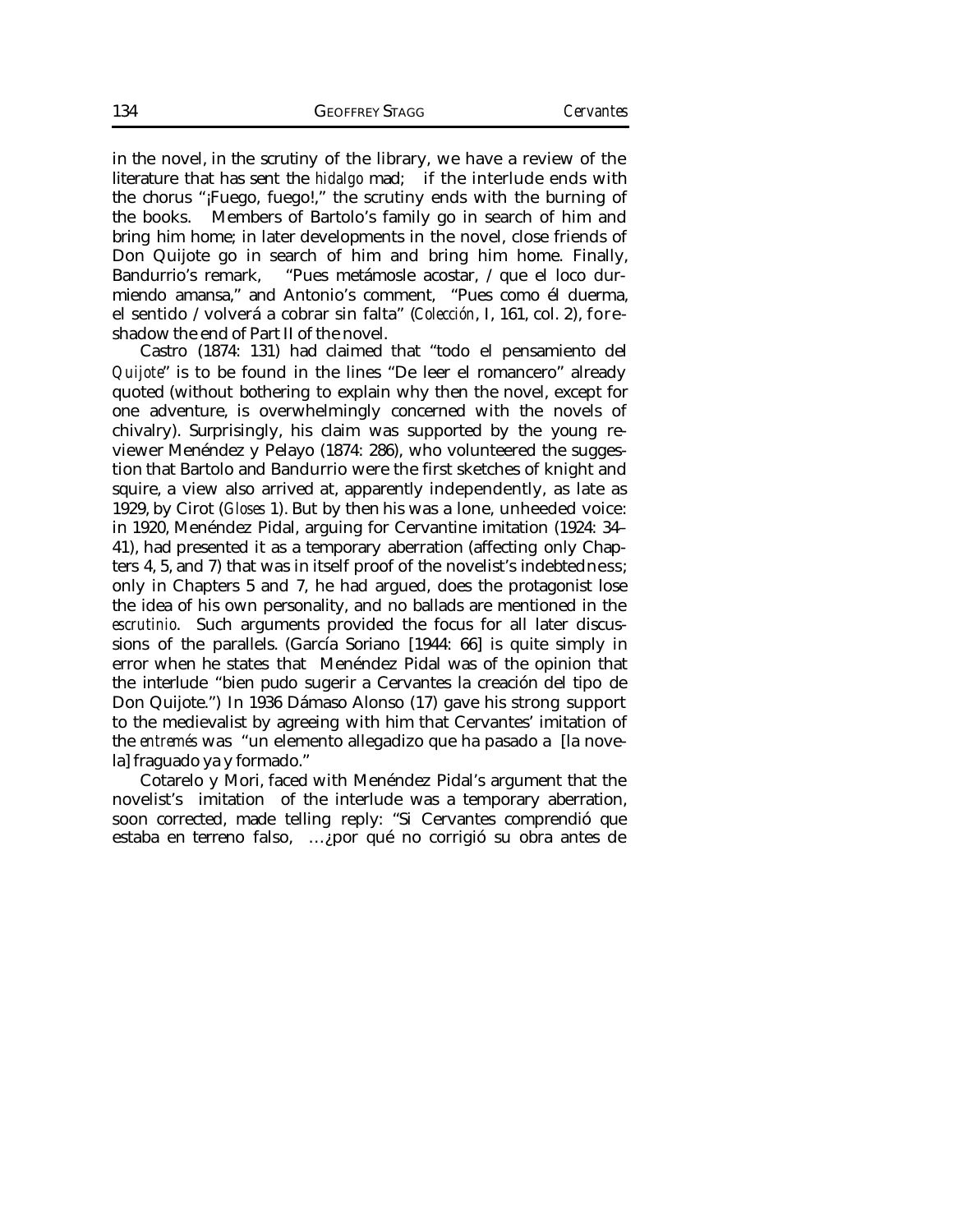in the novel, in the scrutiny of the library, we have a review of the literature that has sent the *hidalgo* mad; if the interlude ends with the chorus "¡Fuego, fuego!," the scrutiny ends with the burning of the books. Members of Bartolo's family go in search of him and bring him home; in later developments in the novel, close friends of Don Quijote go in search of him and bring him home. Finally, Bandurrio's remark, "Pues metámosle acostar, / que el loco durmiendo amansa," and Antonio's comment, "Pues como él duerma, el sentido / volverá a cobrar sin falta" (*Colección*, I, 161, col. 2), foreshadow the end of Part II of the novel.

Castro (1874: 131) had claimed that "todo el pensamiento del *Quijote*" is to be found in the lines "De leer el romancero" already quoted (without bothering to explain why then the novel, except for one adventure, is overwhelmingly concerned with the novels of chivalry). Surprisingly, his claim was supported by the young reviewer Menéndez y Pelayo (1874: 286), who volunteered the suggestion that Bartolo and Bandurrio were the first sketches of knight and squire, a view also arrived at, apparently independently, as late as 1929, by Cirot (*Gloses* 1). But by then his was a lone, unheeded voice: in 1920, Menéndez Pidal, arguing for Cervantine imitation (1924: 34–41), had presented it as a temporary aberration (affecting only Chapters 4, 5, and 7) that was in itself proof of the novelist's indebtedness; only in Chapters 5 and 7, he had argued, does the protagonist lose the idea of his own personality, and no ballads are mentioned in the *escrutinio*. Such arguments provided the focus for all later discussions of the parallels. (García Soriano [1944: 66] is quite simply in error when he states that Menéndez Pidal was of the opinion that the interlude "bien pudo sugerir a Cervantes la creación del tipo de Don Quijote.") In 1936 Dámaso Alonso (17) gave his strong support to the medievalist by agreeing with him that Cervantes' imitation of the *entremés* was "un elemento allegadizo que ha pasado a [la novela] fraguado ya y formado."

Cotarelo y Mori, faced with Menéndez Pidal's argument that the novelist's imitation of the interlude was a temporary aberration, soon corrected, made telling reply: "Si Cervantes comprendió que estaba en terreno falso, …¿por qué no corrigió su obra antes de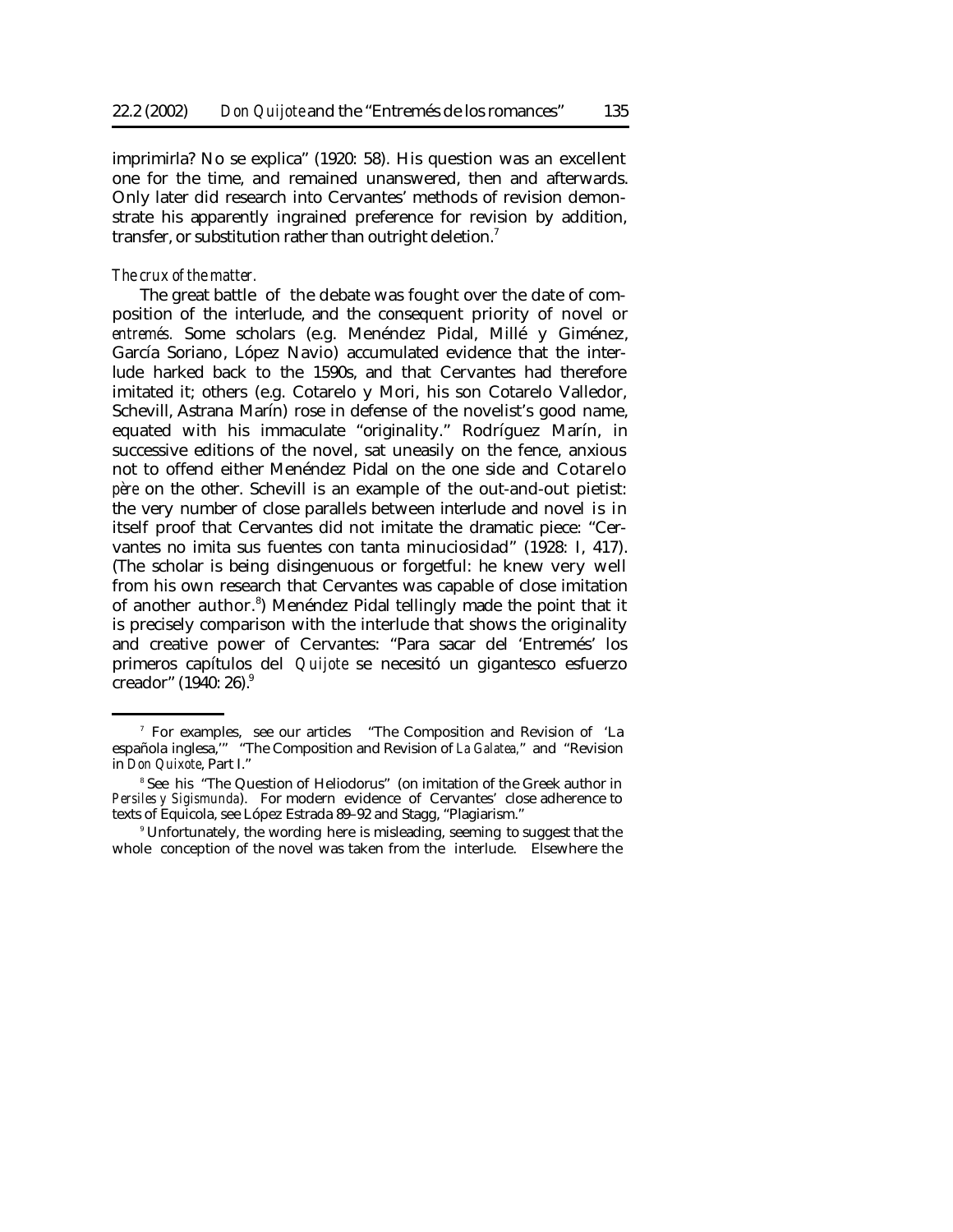imprimirla? No se explica" (1920: 58). His question was an excellent one for the time, and remained unanswered, then and afterwards. Only later did research into Cervantes' methods of revision demonstrate his apparently ingrained preference for revision by addition, transfer, or substitution rather than outright deletion.[7]

*The crux of the matter.*

The great battle of the debate was fought over the date of composition of the interlude, and the consequent priority of novel or *entremés.* Some scholars (e.g. Menéndez Pidal, Millé y Giménez, García Soriano, López Navio) accumulated evidence that the interlude harked back to the 1590s, and that Cervantes had therefore imitated it; others (e.g. Cotarelo y Mori, his son Cotarelo Valledor, Schevill, Astrana Marín) rose in defense of the novelist's good name, equated with his immaculate "originality." Rodríguez Marín, in successive editions of the novel, sat uneasily on the fence, anxious not to offend either Menéndez Pidal on the one side and Cotarelo *père* on the other. Schevill is an example of the out-and-out pietist: the very number of close parallels between interlude and novel is in itself proof that Cervantes did not imitate the dramatic piece: "Cervantes no imita sus fuentes con tanta minuciosidad" (1928: I, 417). (The scholar is being disingenuous or forgetful: he knew very well from his own research that Cervantes was capable of close imitation of another author.[8]) Menéndez Pidal tellingly made the point that it is precisely comparison with the interlude that shows the originality and creative power of Cervantes: "Para sacar del 'Entremés' los primeros capítulos del *Quijote* se necesitó un gigantesco esfuerzo creador" (1940: 26).[9]

---

[7] For examples, see our articles "The Composition and Revision of 'La española inglesa,'" "The Composition and Revision of *La Galatea,*" and "Revision in *Don Quixote*, Part I."

[8] See his "The Question of Heliodorus" (on imitation of the Greek author in *Persiles y Sigismunda*). For modern evidence of Cervantes' close adherence to texts of Equicola, see López Estrada 89–92 and Stagg, "Plagiarism."

[9] Unfortunately, the wording here is misleading, seeming to suggest that the whole conception of the novel was taken from the interlude. Elsewhere the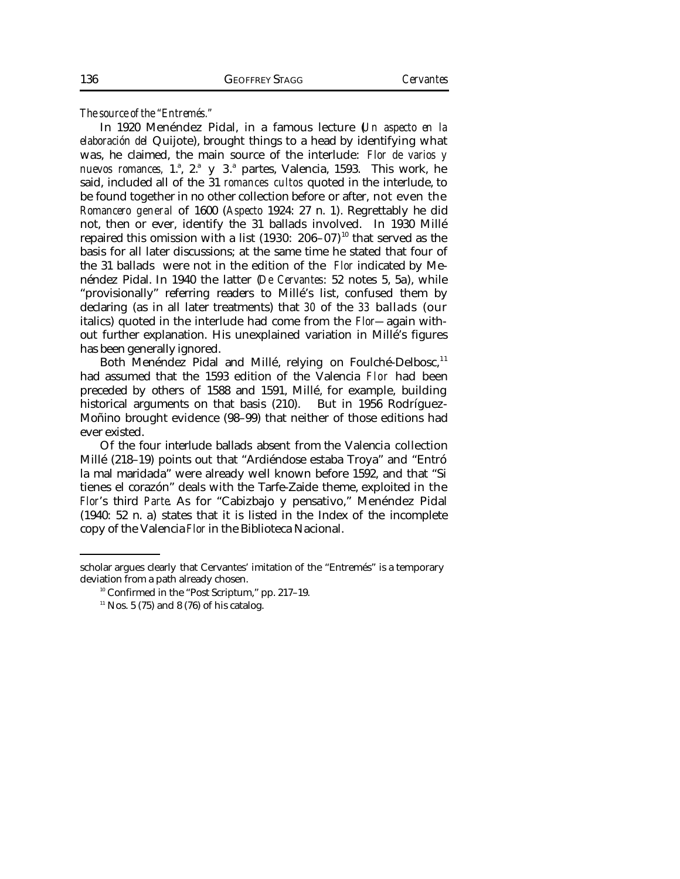*The source of the "Entremés."*

In 1920 Menéndez Pidal, in a famous lecture (*Un aspecto en la elaboración del* Quijote), brought things to a head by identifying what was, he claimed, the main source of the interlude: *Flor de varios y nuevos romances*, 1.ª, 2.ª y 3.ª partes, Valencia, 1593. This work, he said, included all of the 31 *romances cultos* quoted in the interlude, to be found together in no other collection before or after, not even the *Romancero general* of 1600 (*Aspecto* 1924: 27 n. 1). Regrettably he did not, then or ever, identify the 31 ballads involved. In 1930 Millé repaired this omission with a list (1930: 206–07)[10] that served as the basis for all later discussions; at the same time he stated that four of the 31 ballads were not in the edition of the *Flor* indicated by Menéndez Pidal. In 1940 the latter (*De Cervantes*: 52 notes 5, 5a), while "provisionally" referring readers to Millé's list, confused them by declaring (as in all later treatments) that *30* of the *33* ballads (our italics) quoted in the interlude had come from the *Flor*—again without further explanation. His unexplained variation in Millé's figures has been generally ignored.

Both Menéndez Pidal and Millé, relying on Foulché-Delbosc,[11] had assumed that the 1593 edition of the Valencia *Flor* had been preceded by others of 1588 and 1591, Millé, for example, building historical arguments on that basis (210). But in 1956 Rodríguez-Moñino brought evidence (98–99) that neither of those editions had ever existed.

Of the four interlude ballads absent from the Valencia collection Millé (218–19) points out that "Ardiéndose estaba Troya" and "Entró la mal maridada" were already well known before 1592, and that "Si tienes el corazón" deals with the Tarfe-Zaide theme, exploited in the *Flor*'s third *Parte*. As for "Cabizbajo y pensativo," Menéndez Pidal (1940: 52 n. a) states that it is listed in the Index of the incomplete copy of the Valencia *Flor* in the Biblioteca Nacional.

---

scholar argues clearly that Cervantes' imitation of the "Entremés" is a temporary deviation from a path already chosen.

[10] Confirmed in the "Post Scriptum," pp. 217–19.

[11] Nos. 5 (75) and 8 (76) of his catalog.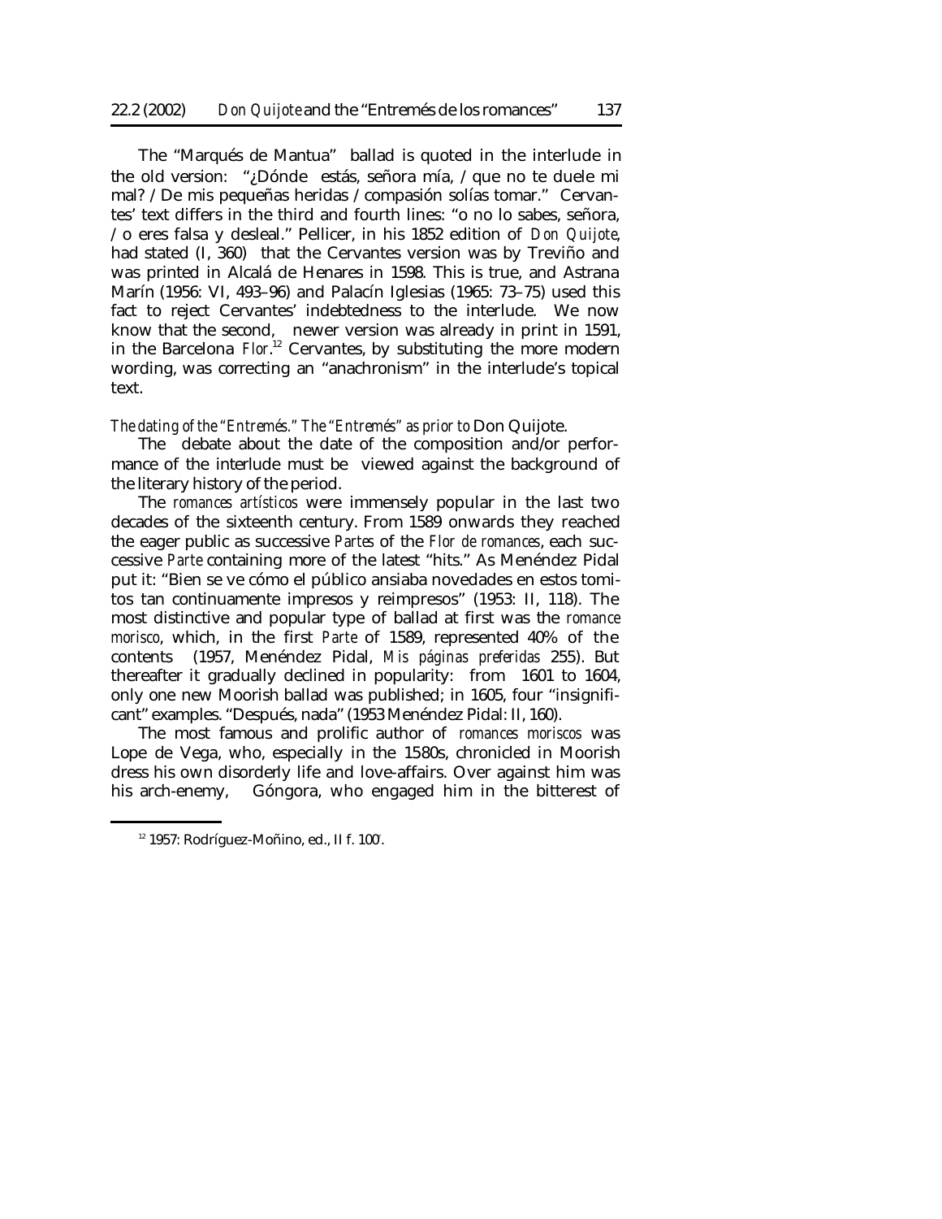The "Marqués de Mantua" ballad is quoted in the interlude in the old version: "¿Dónde estás, señora mía, / que no te duele mi mal? / De mis pequeñas heridas / compasión solías tomar." Cervantes' text differs in the third and fourth lines: "o no lo sabes, señora, / o eres falsa y desleal." Pellicer, in his 1852 edition of *Don Quijote*, had stated (I, 360) that the Cervantes version was by Treviño and was printed in Alcalá de Henares in 1598. This is true, and Astrana Marín (1956: VI, 493–96) and Palacín Iglesias (1965: 73–75) used this fact to reject Cervantes' indebtedness to the interlude. We now know that the second, newer version was already in print in 1591, in the Barcelona *Flor*.[12] Cervantes, by substituting the more modern wording, was correcting an "anachronism" in the interlude's topical text.

*The dating of the "Entremés." The "Entremés" as prior to* Don Quijote.

The debate about the date of the composition and/or performance of the interlude must be viewed against the background of the literary history of the period.

The *romances artísticos* were immensely popular in the last two decades of the sixteenth century. From 1589 onwards they reached the eager public as successive *Partes* of the *Flor de romances*, each successive *Parte* containing more of the latest "hits." As Menéndez Pidal put it: "Bien se ve cómo el público ansiaba novedades en estos tomitos tan continuamente impresos y reimpresos" (1953: II, 118). The most distinctive and popular type of ballad at first was the *romance morisco*, which, in the first *Parte* of 1589, represented 40% of the contents (1957, Menéndez Pidal, *Mis páginas preferidas* 255). But thereafter it gradually declined in popularity: from 1601 to 1604, only one new Moorish ballad was published; in 1605, four "insignificant" examples. "Después, nada" (1953 Menéndez Pidal: II, 160).

The most famous and prolific author of *romances moriscos* was Lope de Vega, who, especially in the 1580s, chronicled in Moorish dress his own disorderly life and love-affairs. Over against him was his arch-enemy, Góngora, who engaged him in the bitterest of

[12] 1957: Rodríguez-Moñino, ed., II f. 100v.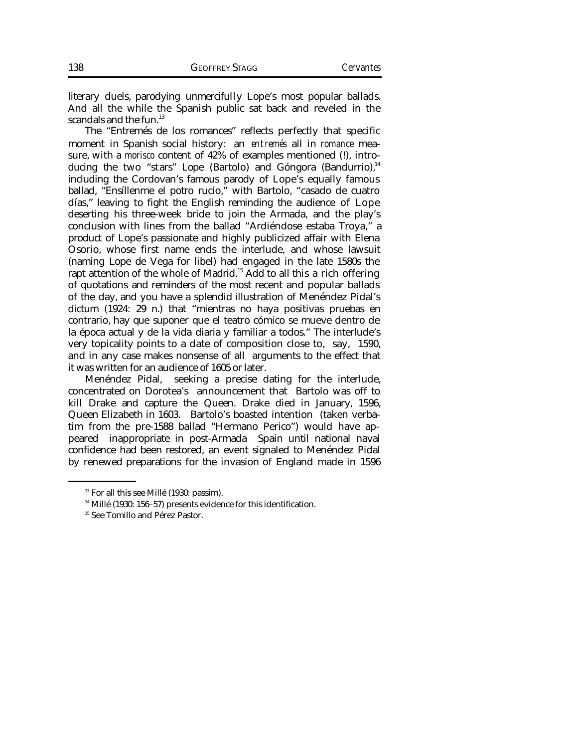literary duels, parodying unmercifully Lope's most popular ballads. And all the while the Spanish public sat back and reveled in the scandals and the fun.[13]

The "Entremés de los romances" reflects perfectly that specific moment in Spanish social history: an *entremés* all in *romance* measure, with a *morisco* content of 42% of examples mentioned (!), introducing the two "stars" Lope (Bartolo) and Góngora (Bandurrio),[14] including the Cordovan's famous parody of Lope's equally famous ballad, "Ensíllenme el potro rucio," with Bartolo, "casado de cuatro días," leaving to fight the English reminding the audience of Lope deserting his three-week bride to join the Armada, and the play's conclusion with lines from the ballad "Ardiéndose estaba Troya," a product of Lope's passionate and highly publicized affair with Elena Osorio, whose first name ends the interlude, and whose lawsuit (naming Lope de Vega for libel) had engaged in the late 1580s the rapt attention of the whole of Madrid.[15] Add to all this a rich offering of quotations and reminders of the most recent and popular ballads of the day, and you have a splendid illustration of Menéndez Pidal's dictum (1924: 29 n.) that "mientras no haya positivas pruebas en contrario, hay que suponer que el teatro cómico se mueve dentro de la época actual y de la vida diaria y familiar a todos." The interlude's very topicality points to a date of composition close to, say, 1590, and in any case makes nonsense of all arguments to the effect that it was written for an audience of 1605 or later.

Menéndez Pidal, seeking a precise dating for the interlude, concentrated on Dorotea's announcement that Bartolo was off to kill Drake and capture the Queen. Drake died in January, 1596, Queen Elizabeth in 1603. Bartolo's boasted intention (taken verbatim from the pre-1588 ballad "Hermano Perico") would have appeared inappropriate in post-Armada Spain until national naval confidence had been restored, an event signaled to Menéndez Pidal by renewed preparations for the invasion of England made in 1596

[13] For all this see Millé (1930: passim).

[14] Millé (1930: 156–57) presents evidence for this identification.

[15] See Tomillo and Pérez Pastor.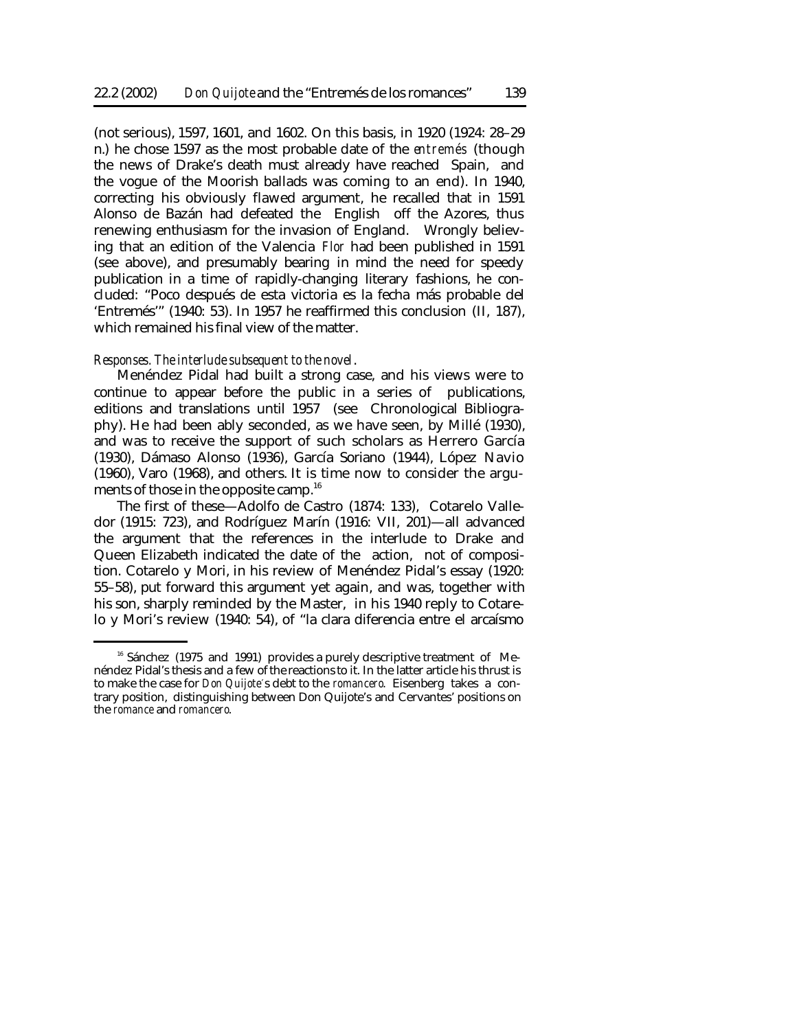(not serious), 1597, 1601, and 1602. On this basis, in 1920 (1924: 28–29 n.) he chose 1597 as the most probable date of the *entremés* (though the news of Drake's death must already have reached Spain, and the vogue of the Moorish ballads was coming to an end). In 1940, correcting his obviously flawed argument, he recalled that in 1591 Alonso de Bazán had defeated the English off the Azores, thus renewing enthusiasm for the invasion of England. Wrongly believing that an edition of the Valencia *Flor* had been published in 1591 (see above), and presumably bearing in mind the need for speedy publication in a time of rapidly-changing literary fashions, he concluded: "Poco después de esta victoria es la fecha más probable del 'Entremés'" (1940: 53). In 1957 he reaffirmed this conclusion (II, 187), which remained his final view of the matter.

*Responses. The interlude subsequent to the novel.*

Menéndez Pidal had built a strong case, and his views were to continue to appear before the public in a series of publications, editions and translations until 1957 (see Chronological Bibliography). He had been ably seconded, as we have seen, by Millé (1930), and was to receive the support of such scholars as Herrero García (1930), Dámaso Alonso (1936), García Soriano (1944), López Navio (1960), Varo (1968), and others. It is time now to consider the arguments of those in the opposite camp.[16]

The first of these—Adolfo de Castro (1874: 133), Cotarelo Valledor (1915: 723), and Rodríguez Marín (1916: VII, 201)—all advanced the argument that the references in the interlude to Drake and Queen Elizabeth indicated the date of the action, not of composition. Cotarelo y Mori, in his review of Menéndez Pidal's essay (1920: 55–58), put forward this argument yet again, and was, together with his son, sharply reminded by the Master, in his 1940 reply to Cotarelo y Mori's review (1940: 54), of "la clara diferencia entre el arcaísmo

[16] Sánchez (1975 and 1991) provides a purely descriptive treatment of Menéndez Pidal's thesis and a few of the reactions to it. In the latter article his thrust is to make the case for *Don Quijote*'s debt to the *romancero*. Eisenberg takes a contrary position, distinguishing between Don Quijote's and Cervantes' positions on the *romance* and *romancero*.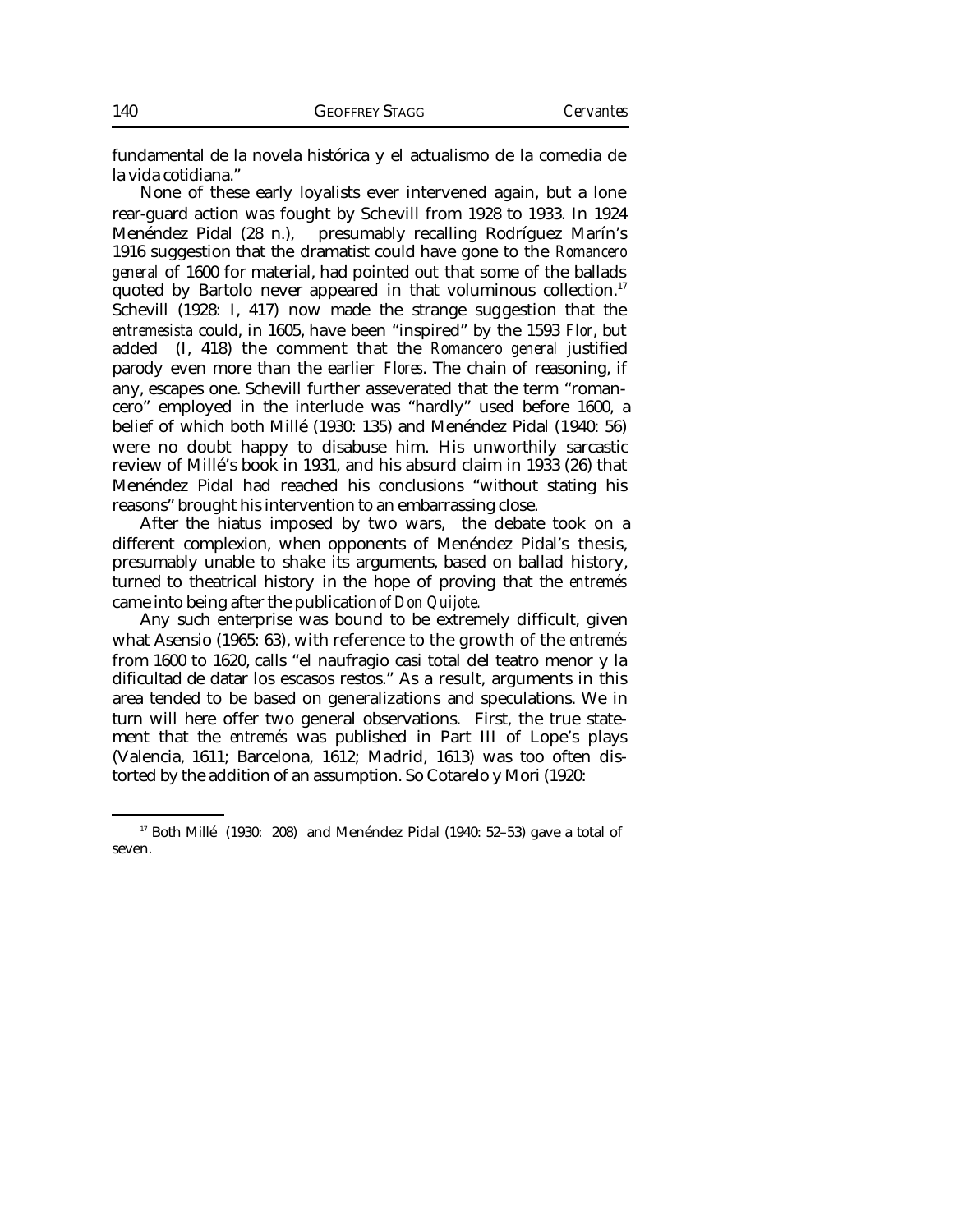fundamental de la novela histórica y el actualismo de la comedia de la vida cotidiana."

None of these early loyalists ever intervened again, but a lone rear-guard action was fought by Schevill from 1928 to 1933. In 1924 Menéndez Pidal (28 n.), presumably recalling Rodríguez Marín's 1916 suggestion that the dramatist could have gone to the *Romancero general* of 1600 for material, had pointed out that some of the ballads quoted by Bartolo never appeared in that voluminous collection.[17] Schevill (1928: I, 417) now made the strange suggestion that the *entremesista* could, in 1605, have been "inspired" by the 1593 *Flor*, but added (I, 418) the comment that the *Romancero general* justified parody even more than the earlier *Flores*. The chain of reasoning, if any, escapes one. Schevill further asseverated that the term "romancero" employed in the interlude was "hardly" used before 1600, a belief of which both Millé (1930: 135) and Menéndez Pidal (1940: 56) were no doubt happy to disabuse him. His unworthily sarcastic review of Millé's book in 1931, and his absurd claim in 1933 (26) that Menéndez Pidal had reached his conclusions "without stating his reasons" brought his intervention to an embarrassing close.

After the hiatus imposed by two wars, the debate took on a different complexion, when opponents of Menéndez Pidal's thesis, presumably unable to shake its arguments, based on ballad history, turned to theatrical history in the hope of proving that the *entremés* came into being after the publication *of Don Quijote.*

Any such enterprise was bound to be extremely difficult, given what Asensio (1965: 63), with reference to the growth of the *entremés* from 1600 to 1620, calls "el naufragio casi total del teatro menor y la dificultad de datar los escasos restos." As a result, arguments in this area tended to be based on generalizations and speculations. We in turn will here offer two general observations. First, the true statement that the *entremés* was published in Part III of Lope's plays (Valencia, 1611; Barcelona, 1612; Madrid, 1613) was too often distorted by the addition of an assumption. So Cotarelo y Mori (1920:

[17] Both Millé (1930: 208) and Menéndez Pidal (1940: 52–53) gave a total of seven.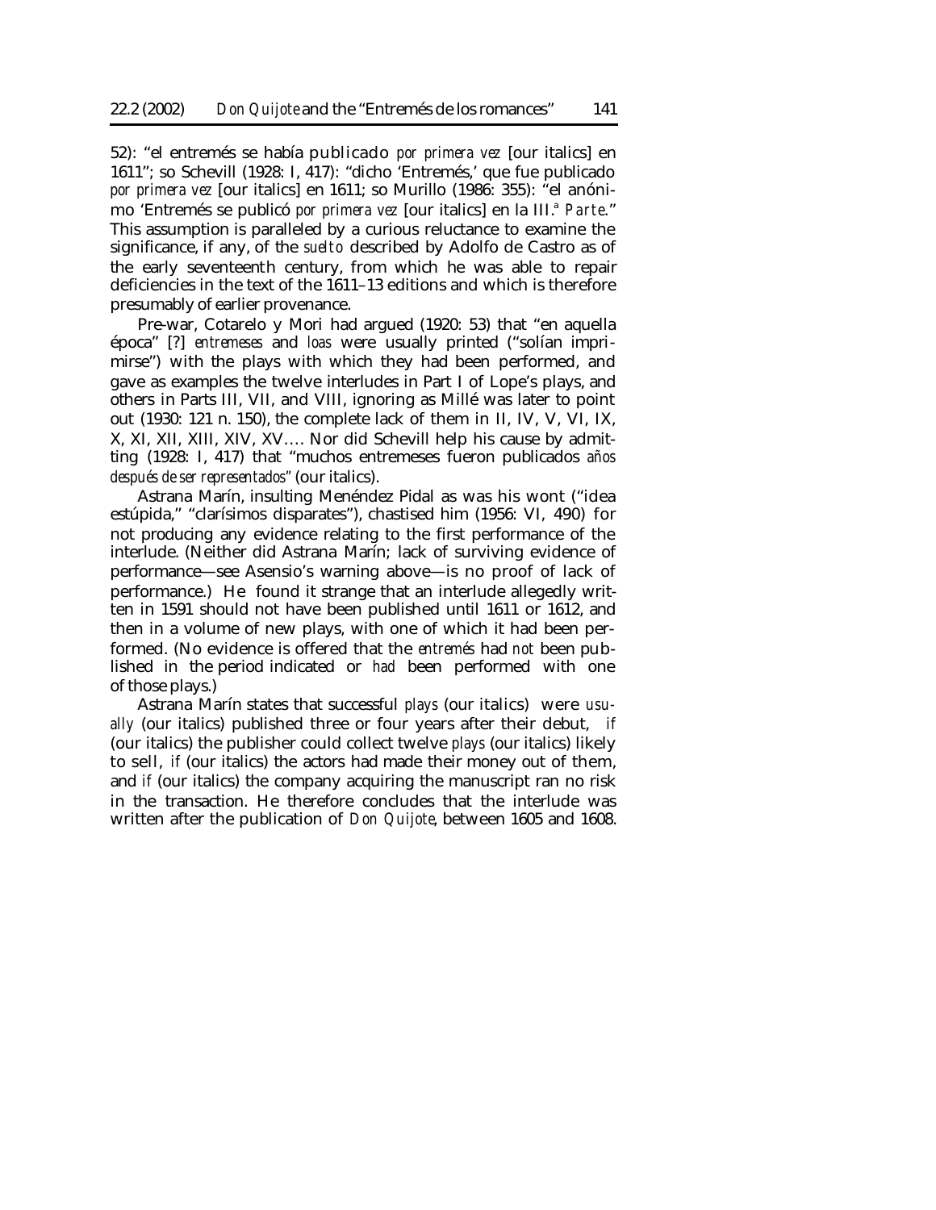52): "el entremés se había publicado *por primera vez* [our italics] en 1611"; so Schevill (1928: I, 417): "dicho 'Entremés,' que fue publicado *por primera vez* [our italics] en 1611; so Murillo (1986: 355): "el anónimo 'Entremés se publicó *por primera vez* [our italics] en la III.ª *Parte*." This assumption is paralleled by a curious reluctance to examine the significance, if any, of the *suelto* described by Adolfo de Castro as of the early seventeenth century, from which he was able to repair deficiencies in the text of the 1611–13 editions and which is therefore presumably of earlier provenance.

Pre-war, Cotarelo y Mori had argued (1920: 53) that "en aquella época" [?] *entremeses* and *loas* were usually printed ("solían imprimirse") with the plays with which they had been performed, and gave as examples the twelve interludes in Part I of Lope's plays, and others in Parts III, VII, and VIII, ignoring as Millé was later to point out (1930: 121 n. 150), the complete lack of them in II, IV, V, VI, IX, X, XI, XII, XIII, XIV, XV.... Nor did Schevill help his cause by admitting (1928: I, 417) that "muchos entremeses fueron publicados *años después de ser representados*" (our italics).

Astrana Marín, insulting Menéndez Pidal as was his wont ("idea estúpida," "clarísimos disparates"), chastised him (1956: VI, 490) for not producing any evidence relating to the first performance of the interlude. (Neither did Astrana Marín; lack of surviving evidence of performance—see Asensio's warning above—is no proof of lack of performance.) He found it strange that an interlude allegedly written in 1591 should not have been published until 1611 or 1612, and then in a volume of new plays, with one of which it had been performed. (No evidence is offered that the *entremés* had *not* been published in the period indicated or *had* been performed with one of those plays.)

Astrana Marín states that successful *plays* (our italics) were *usually* (our italics) published three or four years after their debut, *if* (our italics) the publisher could collect twelve *plays* (our italics) likely to sell, *if* (our italics) the actors had made their money out of them, and *if* (our italics) the company acquiring the manuscript ran no risk in the transaction. He therefore concludes that the interlude was written after the publication of *Don Quijote*, between 1605 and 1608.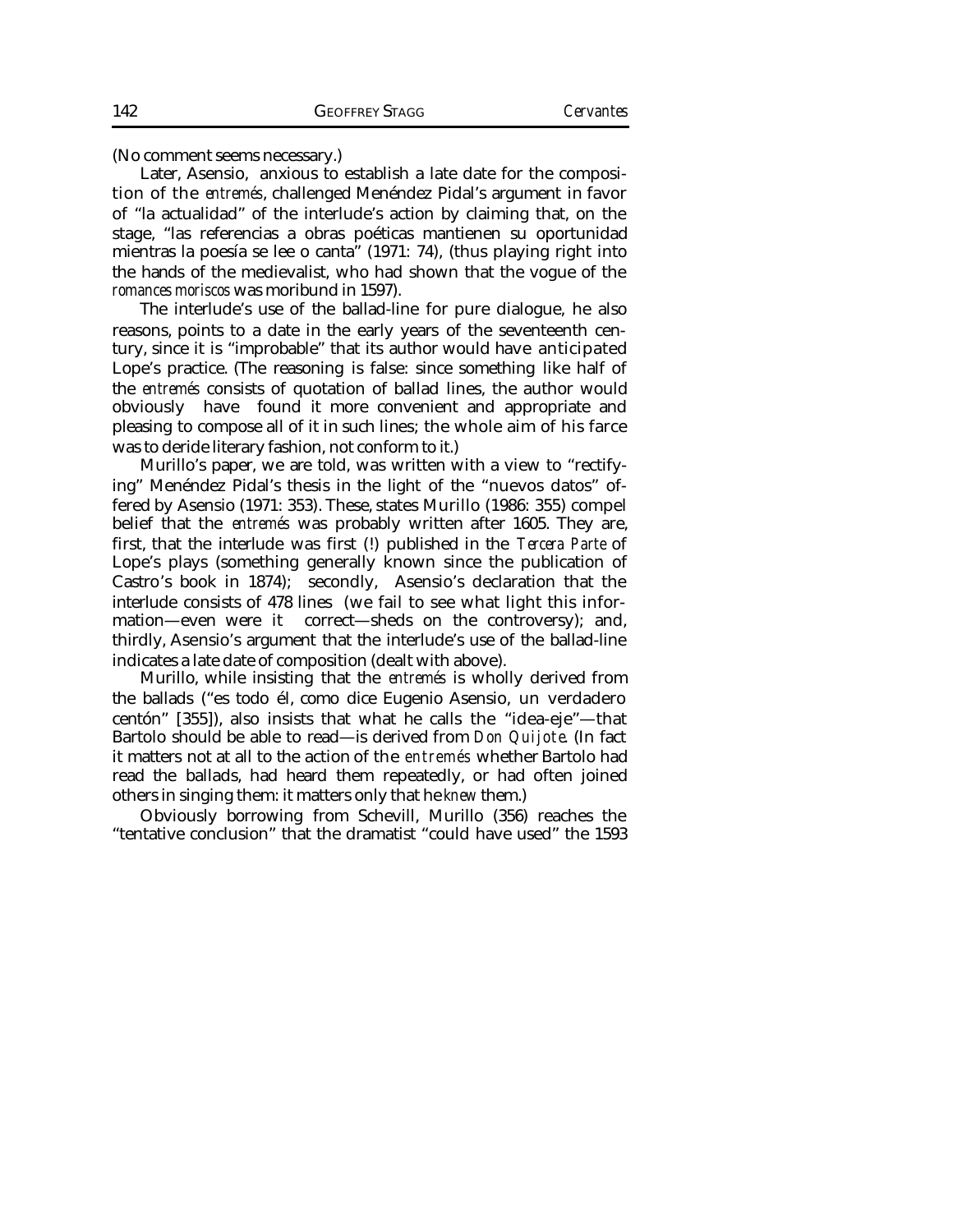(No comment seems necessary.)

Later, Asensio, anxious to establish a late date for the composition of the *entremés*, challenged Menéndez Pidal's argument in favor of "la actualidad" of the interlude's action by claiming that, on the stage, "las referencias a obras poéticas mantienen su oportunidad mientras la poesía se lee o canta" (1971: 74), (thus playing right into the hands of the medievalist, who had shown that the vogue of the *romances moriscos* was moribund in 1597).

The interlude's use of the ballad-line for pure dialogue, he also reasons, points to a date in the early years of the seventeenth century, since it is "improbable" that its author would have anticipated Lope's practice. (The reasoning is false: since something like half of the *entremés* consists of quotation of ballad lines, the author would obviously have found it more convenient and appropriate and pleasing to compose all of it in such lines; the whole aim of his farce was to deride literary fashion, not conform to it.)

Murillo's paper, we are told, was written with a view to "rectifying" Menéndez Pidal's thesis in the light of the "nuevos datos" offered by Asensio (1971: 353). These, states Murillo (1986: 355) compel belief that the *entremés* was probably written after 1605. They are, first, that the interlude was first (!) published in the *Tercera Parte* of Lope's plays (something generally known since the publication of Castro's book in 1874); secondly, Asensio's declaration that the interlude consists of 478 lines (we fail to see what light this information—even were it correct—sheds on the controversy); and, thirdly, Asensio's argument that the interlude's use of the ballad-line indicates a late date of composition (dealt with above).

Murillo, while insisting that the *entremés* is wholly derived from the ballads ("es todo él, como dice Eugenio Asensio, un verdadero centón" [355]), also insists that what he calls the "idea-eje"—that Bartolo should be able to read—is derived from *Don Quijote*. (In fact it matters not at all to the action of the *entremés* whether Bartolo had read the ballads, had heard them repeatedly, or had often joined others in singing them: it matters only that he *knew* them.)

Obviously borrowing from Schevill, Murillo (356) reaches the "tentative conclusion" that the dramatist "could have used" the 1593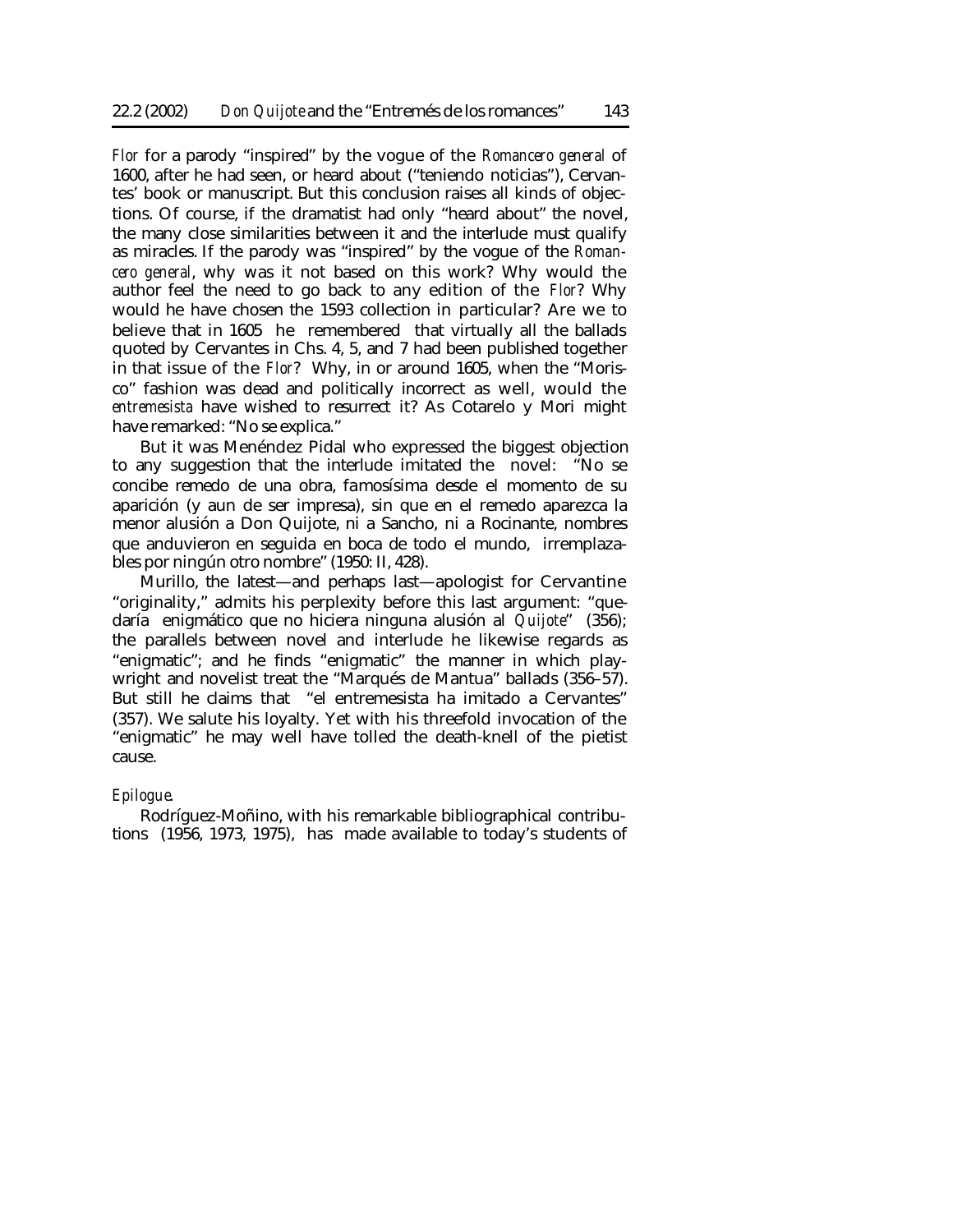*Flor* for a parody "inspired" by the vogue of the *Romancero general* of 1600, after he had seen, or heard about ("teniendo noticias"), Cervantes' book or manuscript. But this conclusion raises all kinds of objections. Of course, if the dramatist had only "heard about" the novel, the many close similarities between it and the interlude must qualify as miracles. If the parody was "inspired" by the vogue of the *Romancero general*, why was it not based on this work? Why would the author feel the need to go back to any edition of the *Flor*? Why would he have chosen the 1593 collection in particular? Are we to believe that in 1605 he remembered that virtually all the ballads quoted by Cervantes in Chs. 4, 5, and 7 had been published together in that issue of the *Flor*? Why, in or around 1605, when the "Morisco" fashion was dead and politically incorrect as well, would the *entremesista* have wished to resurrect it? As Cotarelo y Mori might have remarked: "No se explica."

But it was Menéndez Pidal who expressed the biggest objection to any suggestion that the interlude imitated the novel: "No se concibe remedo de una obra, famosísima desde el momento de su aparición (y aun de ser impresa), sin que en el remedo aparezca la menor alusión a Don Quijote, ni a Sancho, ni a Rocinante, nombres que anduvieron en seguida en boca de todo el mundo, irremplazables por ningún otro nombre" (1950: II, 428).

Murillo, the latest—and perhaps last—apologist for Cervantine "originality," admits his perplexity before this last argument: "quedaría enigmático que no hiciera ninguna alusión al *Quijote*" (356); the parallels between novel and interlude he likewise regards as "enigmatic"; and he finds "enigmatic" the manner in which playwright and novelist treat the "Marqués de Mantua" ballads (356–57). But still he claims that "el entremesista ha imitado a Cervantes" (357). We salute his loyalty. Yet with his threefold invocation of the "enigmatic" he may well have tolled the death-knell of the pietist cause.

*Epilogue.*

Rodríguez-Moñino, with his remarkable bibliographical contributions (1956, 1973, 1975), has made available to today's students of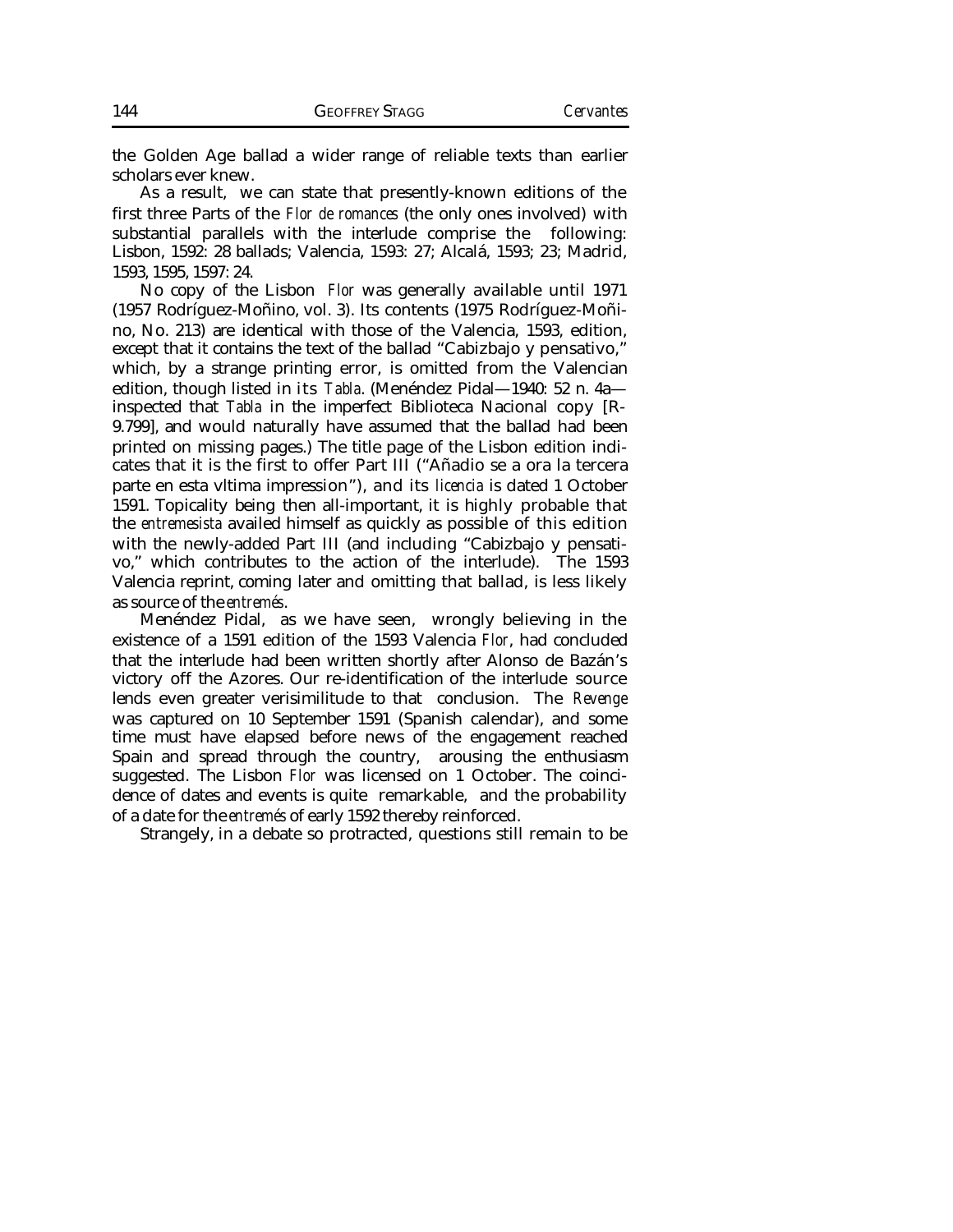the Golden Age ballad a wider range of reliable texts than earlier scholars ever knew.

As a result, we can state that presently-known editions of the first three Parts of the *Flor de romances* (the only ones involved) with substantial parallels with the interlude comprise the following: Lisbon, 1592: 28 ballads; Valencia, 1593: 27; Alcalá, 1593; 23; Madrid, 1593, 1595, 1597: 24.

No copy of the Lisbon *Flor* was generally available until 1971 (1957 Rodríguez-Moñino, vol. 3). Its contents (1975 Rodríguez-Moñino, No. 213) are identical with those of the Valencia, 1593, edition, except that it contains the text of the ballad "Cabizbajo y pensativo," which, by a strange printing error, is omitted from the Valencian edition, though listed in its *Tabla*. (Menéndez Pidal—1940: 52 n. 4a—inspected that *Tabla* in the imperfect Biblioteca Nacional copy [R-9.799], and would naturally have assumed that the ballad had been printed on missing pages.) The title page of the Lisbon edition indicates that it is the first to offer Part III ("Añadio se a ora la tercera parte en esta vltima impression"), and its *licencia* is dated 1 October 1591. Topicality being then all-important, it is highly probable that the *entremesista* availed himself as quickly as possible of this edition with the newly-added Part III (and including "Cabizbajo y pensativo," which contributes to the action of the interlude). The 1593 Valencia reprint, coming later and omitting that ballad, is less likely as source of the *entremés*.

Menéndez Pidal, as we have seen, wrongly believing in the existence of a 1591 edition of the 1593 Valencia *Flor*, had concluded that the interlude had been written shortly after Alonso de Bazán's victory off the Azores. Our re-identification of the interlude source lends even greater verisimilitude to that conclusion. The *Revenge* was captured on 10 September 1591 (Spanish calendar), and some time must have elapsed before news of the engagement reached Spain and spread through the country, arousing the enthusiasm suggested. The Lisbon *Flor* was licensed on 1 October. The coincidence of dates and events is quite remarkable, and the probability of a date for the *entremés* of early 1592 thereby reinforced.

Strangely, in a debate so protracted, questions still remain to be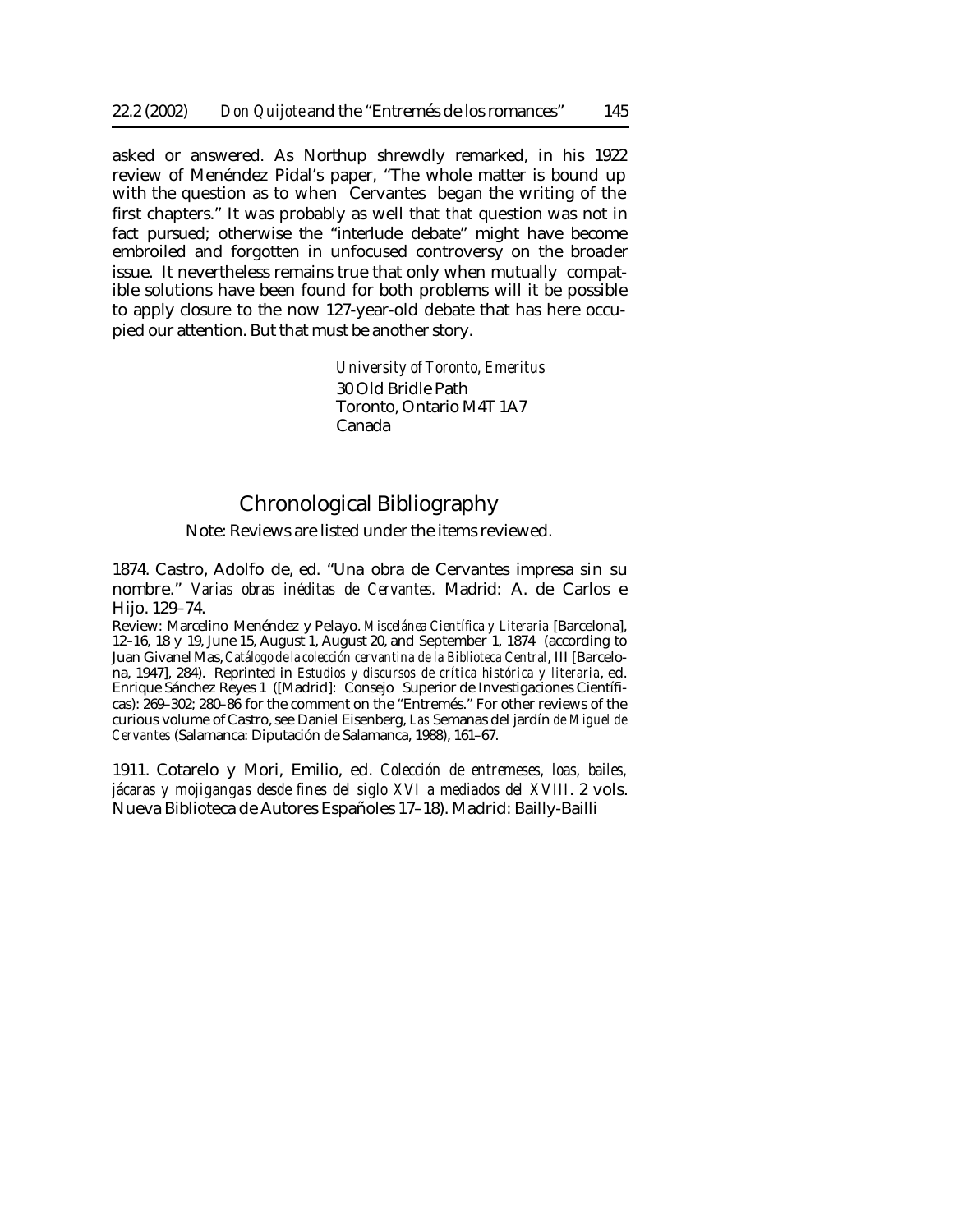asked or answered. As Northup shrewdly remarked, in his 1922 review of Menéndez Pidal's paper, "The whole matter is bound up with the question as to when Cervantes began the writing of the first chapters." It was probably as well that *that* question was not in fact pursued; otherwise the "interlude debate" might have become embroiled and forgotten in unfocused controversy on the broader issue. It nevertheless remains true that only when mutually compatible solutions have been found for both problems will it be possible to apply closure to the now 127-year-old debate that has here occupied our attention. But that must be another story.

*University of Toronto, Emeritus*
30 Old Bridle Path
Toronto, Ontario M4T 1A7
Canada

## Chronological Bibliography

Note: Reviews are listed under the items reviewed.

1874. Castro, Adolfo de, ed. "Una obra de Cervantes impresa sin su nombre." *Varias obras inéditas de Cervantes.* Madrid: A. de Carlos e Hijo. 129–74.

Review: Marcelino Menéndez y Pelayo. *Miscelánea Científica y Literaria* [Barcelona], 12–16, 18 y 19, June 15, August 1, August 20, and September 1, 1874 (according to Juan Givanel Mas, *Catálogo de la colección cervantina de la Biblioteca Central*, III [Barcelona, 1947], 284). Reprinted in *Estudios y discursos de crítica histórica y literaria*, ed. Enrique Sánchez Reyes 1 ([Madrid]: Consejo Superior de Investigaciones Científicas): 269–302; 280–86 for the comment on the "Entremés." For other reviews of the curious volume of Castro, see Daniel Eisenberg, *Las* Semanas del jardín *de Miguel de Cervantes* (Salamanca: Diputación de Salamanca, 1988), 161–67.

1911. Cotarelo y Mori, Emilio, ed. *Colección de entremeses, loas, bailes, jácaras y mojigangas desde fines del siglo XVI a mediados del XVIII*. 2 vols. Nueva Biblioteca de Autores Españoles 17–18). Madrid: Bailly-Bailli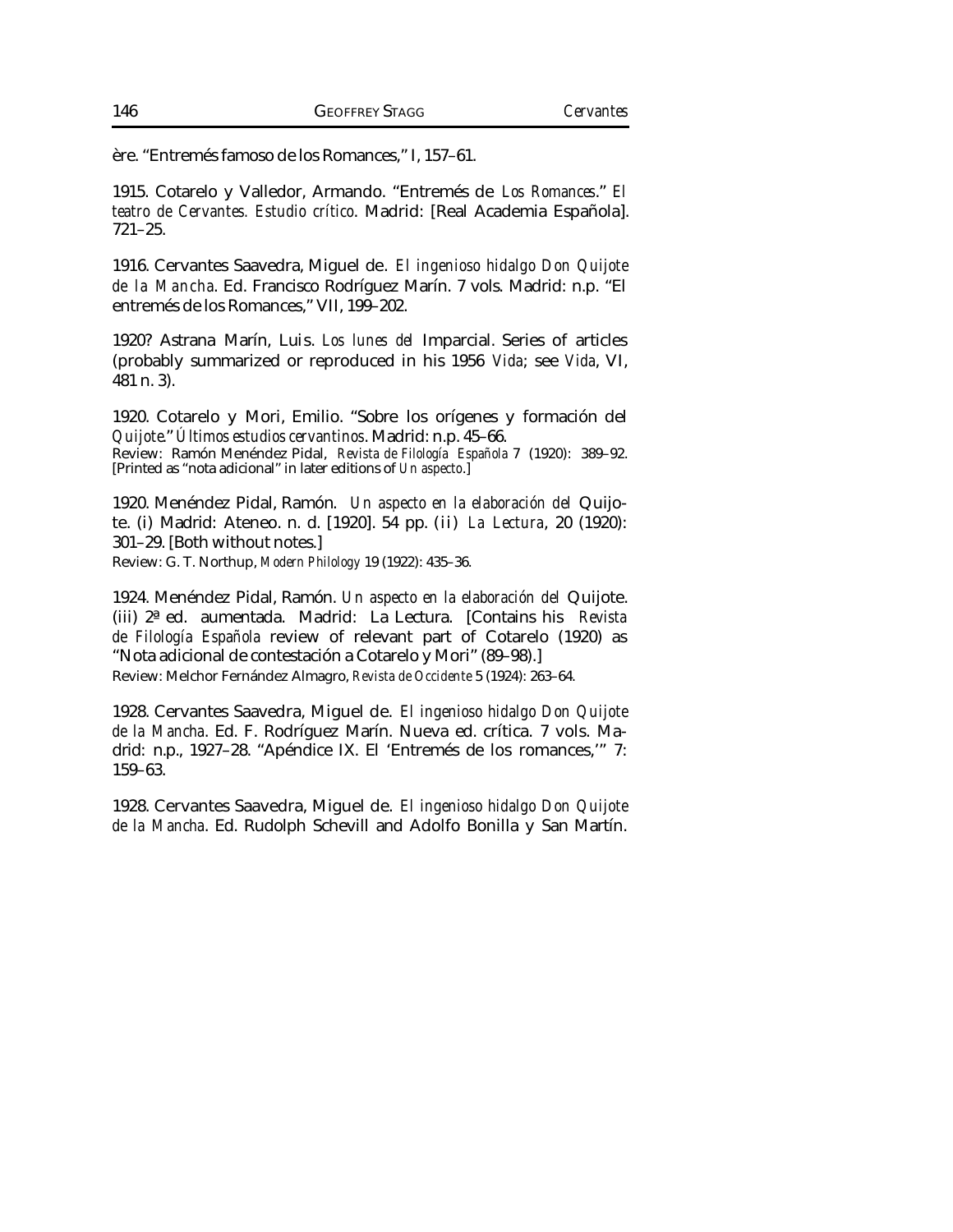ère. "Entremés famoso de los Romances," I, 157–61.

1915. Cotarelo y Valledor, Armando. "Entremés de *Los Romances*." *El teatro de Cervantes. Estudio crítico*. Madrid: [Real Academia Española]. 721–25.

1916. Cervantes Saavedra, Miguel de. *El ingenioso hidalgo Don Quijote de la Mancha*. Ed. Francisco Rodríguez Marín. 7 vols. Madrid: n.p. "El entremés de los Romances," VII, 199–202.

1920? Astrana Marín, Luis. *Los lunes del* Imparcial. Series of articles (probably summarized or reproduced in his 1956 *Vida*; see *Vida*, VI, 481 n. 3).

1920. Cotarelo y Mori, Emilio. "Sobre los orígenes y formación del *Quijote*." *Últimos estudios cervantinos*. Madrid: n.p. 45–66.
Review: Ramón Menéndez Pidal, *Revista de Filología Española* 7 (1920): 389–92. [Printed as "nota adicional" in later editions of *Un aspecto*.]

1920. Menéndez Pidal, Ramón. *Un aspecto en la elaboración del* Quijote. (i) Madrid: Ateneo. n. d. [1920]. 54 pp. (ii) *La Lectura*, 20 (1920): 301–29. [Both without notes.]
Review: G. T. Northup, *Modern Philology* 19 (1922): 435–36.

1924. Menéndez Pidal, Ramón. *Un aspecto en la elaboración del* Quijote. (iii) 2ª ed. aumentada. Madrid: La Lectura. [Contains his *Revista de Filología Española* review of relevant part of Cotarelo (1920) as "Nota adicional de contestación a Cotarelo y Mori" (89–98).]
Review: Melchor Fernández Almagro, *Revista de Occidente* 5 (1924): 263–64.

1928. Cervantes Saavedra, Miguel de. *El ingenioso hidalgo Don Quijote de la Mancha*. Ed. F. Rodríguez Marín. Nueva ed. crítica. 7 vols. Madrid: n.p., 1927–28. "Apéndice IX. El 'Entremés de los romances,'" 7: 159–63.

1928. Cervantes Saavedra, Miguel de. *El ingenioso hidalgo Don Quijote de la Mancha*. Ed. Rudolph Schevill and Adolfo Bonilla y San Martín.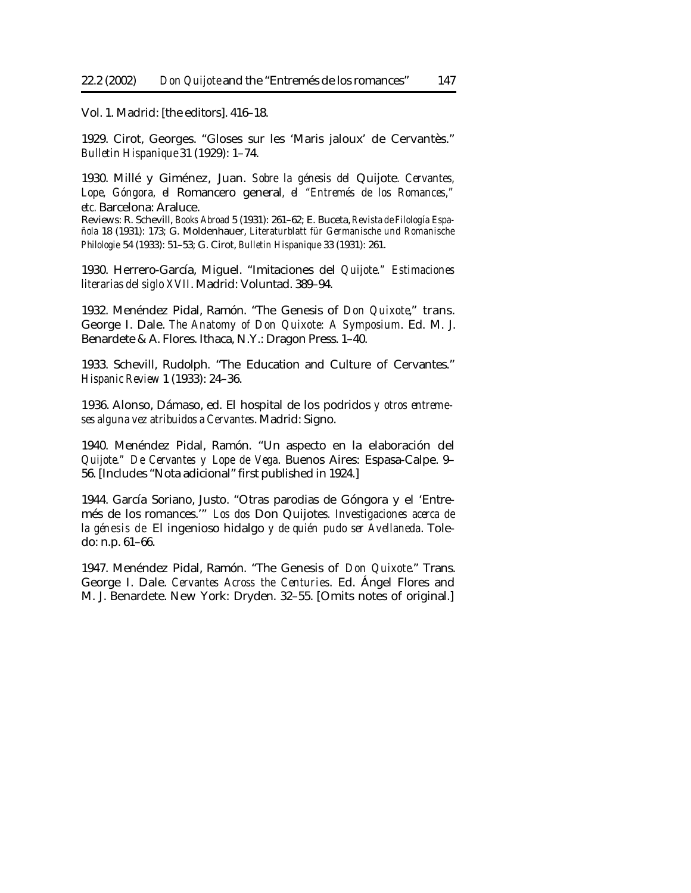Vol. 1. Madrid: [the editors]. 416–18.

1929. Cirot, Georges. "Gloses sur les 'Maris jaloux' de Cervantès." *Bulletin Hispanique* 31 (1929): 1–74.

1930. Millé y Giménez, Juan. *Sobre la génesis del* Quijote. *Cervantes, Lope, Góngora, el* Romancero general, *el "Entremés de los Romances," etc.* Barcelona: Araluce.
Reviews: R. Schevill, *Books Abroad* 5 (1931): 261–62; E. Buceta, *Revista de Filología Española* 18 (1931): 173; G. Moldenhauer, *Literaturblatt für Germanische und Romanische Philologie* 54 (1933): 51–53; G. Cirot, *Bulletin Hispanique* 33 (1931): 261.

1930. Herrero-García, Miguel. "Imitaciones del *Quijote*." *Estimaciones literarias del siglo XVII*. Madrid: Voluntad. 389–94.

1932. Menéndez Pidal, Ramón. "The Genesis of *Don Quixote*," trans. George I. Dale. *The Anatomy of Don Quixote: A Symposium*. Ed. M. J. Benardete & A. Flores. Ithaca, N.Y.: Dragon Press. 1–40.

1933. Schevill, Rudolph. "The Education and Culture of Cervantes." *Hispanic Review* 1 (1933): 24–36.

1936. Alonso, Dámaso, ed. El hospital de los podridos *y otros entremeses alguna vez atribuidos a Cervantes*. Madrid: Signo.

1940. Menéndez Pidal, Ramón. "Un aspecto en la elaboración del *Quijote*." *De Cervantes y Lope de Vega*. Buenos Aires: Espasa-Calpe. 9–56. [Includes "Nota adicional" first published in 1924.]

1944. García Soriano, Justo. "Otras parodias de Góngora y el 'Entremés de los romances.'" *Los dos* Don Quijotes. *Investigaciones acerca de la génesis de* El ingenioso hidalgo *y de quién pudo ser Avellaneda*. Toledo: n.p. 61–66.

1947. Menéndez Pidal, Ramón. "The Genesis of *Don Quixote*." Trans. George I. Dale. *Cervantes Across the Centuries*. Ed. Ángel Flores and M. J. Benardete. New York: Dryden. 32–55. [Omits notes of original.]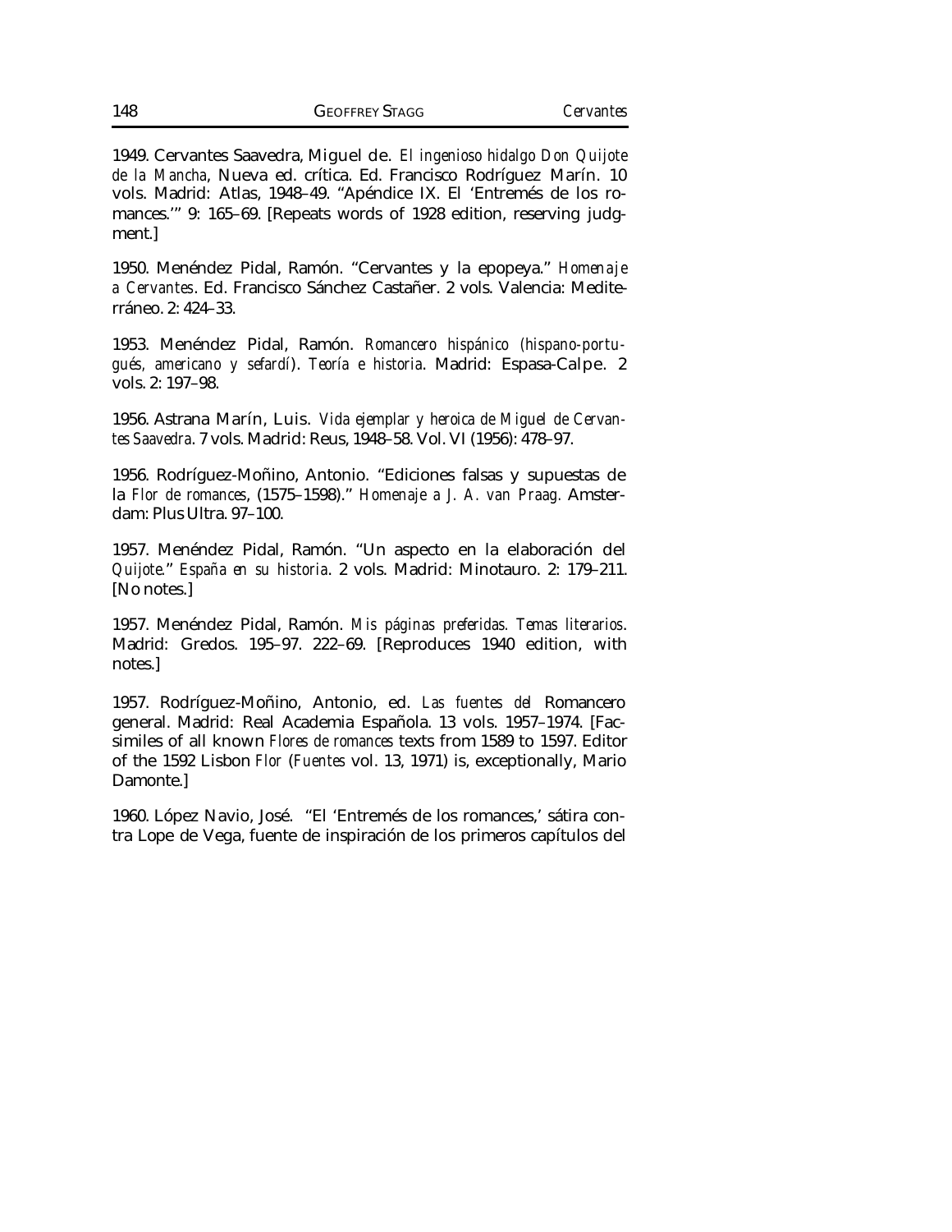1949. Cervantes Saavedra, Miguel de. *El ingenioso hidalgo Don Quijote de la Mancha*, Nueva ed. crítica. Ed. Francisco Rodríguez Marín. 10 vols. Madrid: Atlas, 1948–49. "Apéndice IX. El 'Entremés de los romances.'" 9: 165–69. [Repeats words of 1928 edition, reserving judgment.]

1950. Menéndez Pidal, Ramón. "Cervantes y la epopeya." *Homenaje a Cervantes*. Ed. Francisco Sánchez Castañer. 2 vols. Valencia: Mediterráneo. 2: 424–33.

1953. Menéndez Pidal, Ramón. *Romancero hispánico (hispano-portugués, americano y sefardí). Teoría e historia*. Madrid: Espasa-Calpe. 2 vols. 2: 197–98.

1956. Astrana Marín, Luis. *Vida ejemplar y heroica de Miguel de Cervantes Saavedra*. 7 vols. Madrid: Reus, 1948–58. Vol. VI (1956): 478–97.

1956. Rodríguez-Moñino, Antonio. "Ediciones falsas y supuestas de la *Flor de romances*, (1575–1598)." *Homenaje a J. A. van Praag.* Amsterdam: Plus Ultra. 97–100.

1957. Menéndez Pidal, Ramón. "Un aspecto en la elaboración del *Quijote*." *España en su historia*. 2 vols. Madrid: Minotauro. 2: 179–211. [No notes.]

1957. Menéndez Pidal, Ramón. *Mis páginas preferidas. Temas literarios*. Madrid: Gredos. 195–97. 222–69. [Reproduces 1940 edition, with notes.]

1957. Rodríguez-Moñino, Antonio, ed. *Las fuentes del* Romancero general. Madrid: Real Academia Española. 13 vols. 1957–1974. [Facsimiles of all known *Flores de romances* texts from 1589 to 1597. Editor of the 1592 Lisbon *Flor* (*Fuentes* vol. 13, 1971) is, exceptionally, Mario Damonte.]

1960. López Navio, José. "El 'Entremés de los romances,' sátira contra Lope de Vega, fuente de inspiración de los primeros capítulos del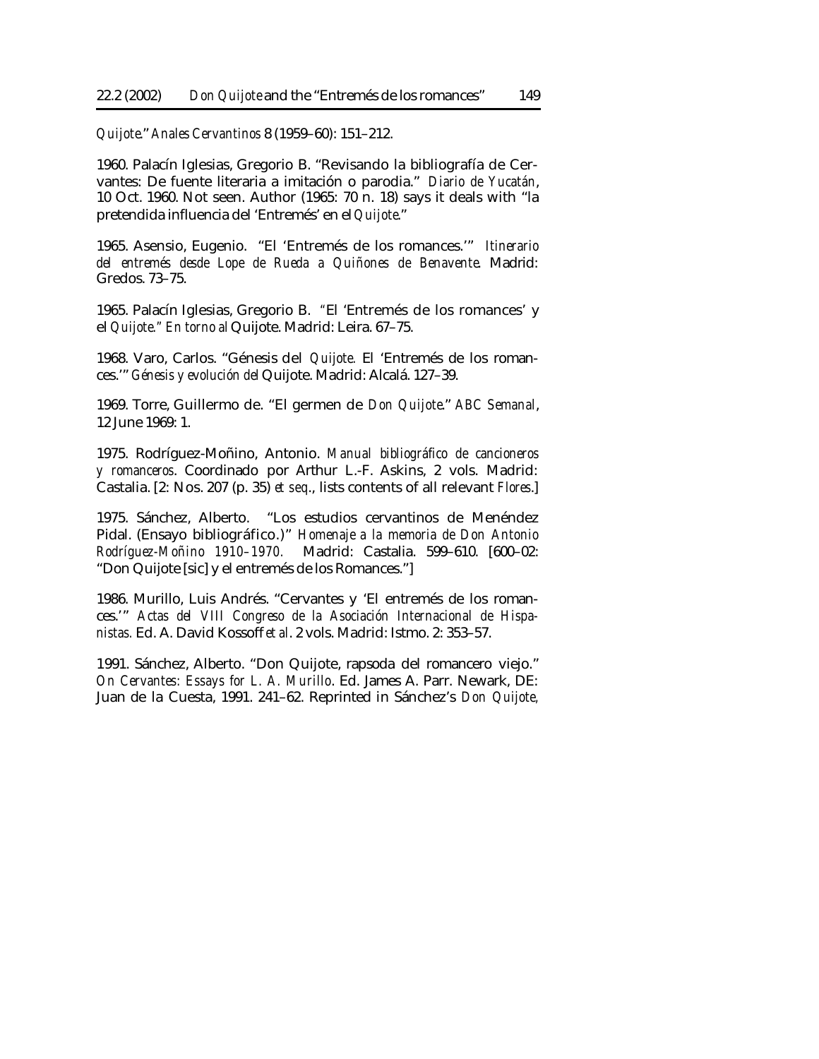*Quijote*." *Anales Cervantinos* 8 (1959–60): 151–212.

1960. Palacín Iglesias, Gregorio B. "Revisando la bibliografía de Cervantes: De fuente literaria a imitación o parodia." *Diario de Yucatán*, 10 Oct. 1960. Not seen. Author (1965: 70 n. 18) says it deals with "la pretendida influencia del 'Entremés' en el *Quijote*."

1965. Asensio, Eugenio. "El 'Entremés de los romances.'" *Itinerario del entremés desde Lope de Rueda a Quiñones de Benavente*. Madrid: Gredos. 73–75.

1965. Palacín Iglesias, Gregorio B. "El 'Entremés de los romances' y el *Quijote." En torno al* Quijote. Madrid: Leira. 67–75.

1968. Varo, Carlos. "Génesis del *Quijote.* El 'Entremés de los romances.'" *Génesis y evolución del* Quijote. Madrid: Alcalá. 127–39.

1969. Torre, Guillermo de. "El germen de *Don Quijote*." *ABC Semanal*, 12 June 1969: 1.

1975. Rodríguez-Moñino, Antonio. *Manual bibliográfico de cancioneros y romanceros*. Coordinado por Arthur L.-F. Askins, 2 vols. Madrid: Castalia. [2: Nos. 207 (p. 35) *et seq*., lists contents of all relevant *Flores*.]

1975. Sánchez, Alberto. "Los estudios cervantinos de Menéndez Pidal. (Ensayo bibliográfico.)" *Homenaje a la memoria de Don Antonio Rodríguez-Moñino 1910–1970.* Madrid: Castalia. 599–610. [600–02: "Don Quijote [sic] y el entremés de los Romances."]

1986. Murillo, Luis Andrés. "Cervantes y 'El entremés de los romances.'" *Actas del VIII Congreso de la Asociación Internacional de Hispanistas.* Ed. A. David Kossoff *et al*. 2 vols. Madrid: Istmo. 2: 353–57.

1991. Sánchez, Alberto. "Don Quijote, rapsoda del romancero viejo." *On Cervantes: Essays for L. A. Murillo*. Ed. James A. Parr. Newark, DE: Juan de la Cuesta, 1991. 241–62. Reprinted in Sánchez's *Don Quijote,*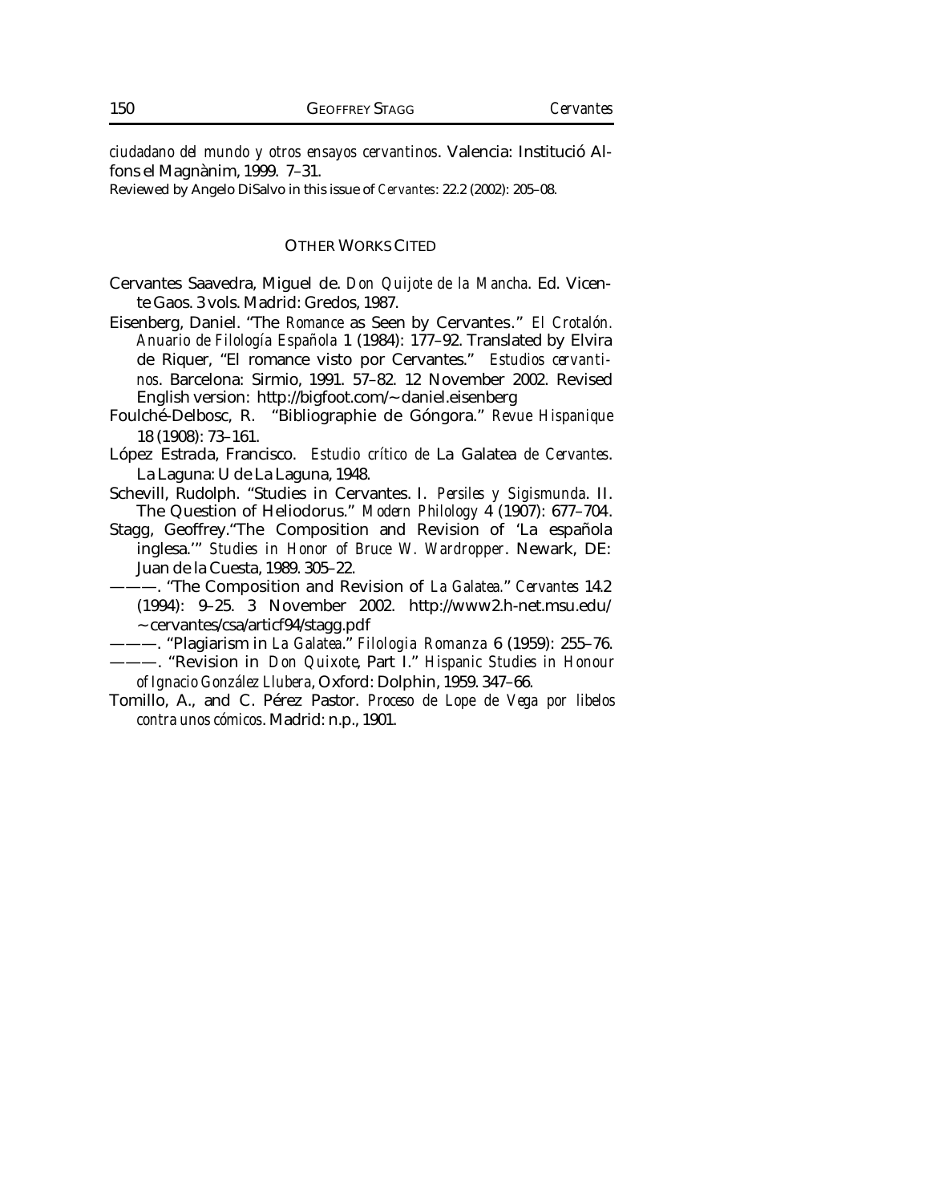*ciudadano del mundo y otros ensayos cervantinos*. Valencia: Institució Alfons el Magnànim, 1999. 7–31.

Reviewed by Angelo DiSalvo in this issue of *Cervantes*: 22.2 (2002): 205–08.

## OTHER WORKS CITED

Cervantes Saavedra, Miguel de. *Don Quijote de la Mancha*. Ed. Vicente Gaos. 3 vols. Madrid: Gredos, 1987.

Eisenberg, Daniel. "The *Romance* as Seen by Cervantes." *El Crotalón. Anuario de Filología Española* 1 (1984): 177–92. Translated by Elvira de Riquer, "El romance visto por Cervantes." *Estudios cervantinos*. Barcelona: Sirmio, 1991. 57–82. 12 November 2002. Revised English version: http://bigfoot.com/~daniel.eisenberg

Foulché-Delbosc, R. "Bibliographie de Góngora." *Revue Hispanique* 18 (1908): 73–161.

López Estrada, Francisco. *Estudio crítico de* La Galatea *de Cervantes*. La Laguna: U de La Laguna, 1948.

Schevill, Rudolph. "Studies in Cervantes. I. *Persiles y Sigismunda*. II. The Question of Heliodorus." *Modern Philology* 4 (1907): 677–704.

Stagg, Geoffrey. "The Composition and Revision of 'La española inglesa.'" *Studies in Honor of Bruce W. Wardropper*. Newark, DE: Juan de la Cuesta, 1989. 305–22.

———. "The Composition and Revision of *La Galatea*." *Cervantes* 14.2 (1994): 9–25. 3 November 2002. http://www2.h-net.msu.edu/~cervantes/csa/articf94/stagg.pdf

———. "Plagiarism in *La Galatea*." *Filologia Romanza* 6 (1959): 255–76.

———. "Revision in *Don Quixote*, Part I." *Hispanic Studies in Honour of Ignacio González Llubera*, Oxford: Dolphin, 1959. 347–66.

Tomillo, A., and C. Pérez Pastor. *Proceso de Lope de Vega por libelos contra unos cómicos*. Madrid: n.p., 1901.